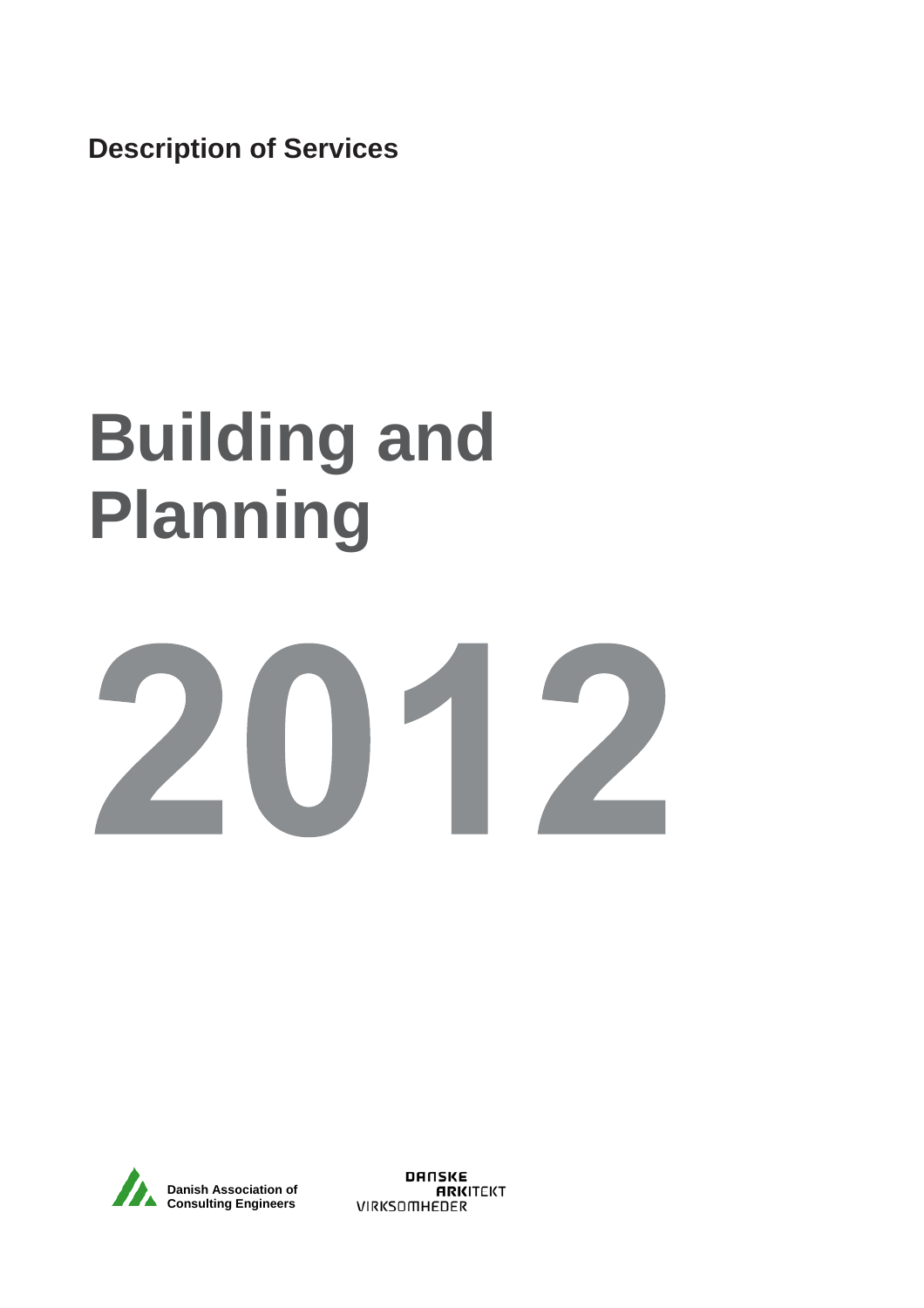**Description of Services**

# Building and Planning

# 2012

Danish Association of Consulting Engineers

DANSKE ARKITEKT VIRKSOMHEDER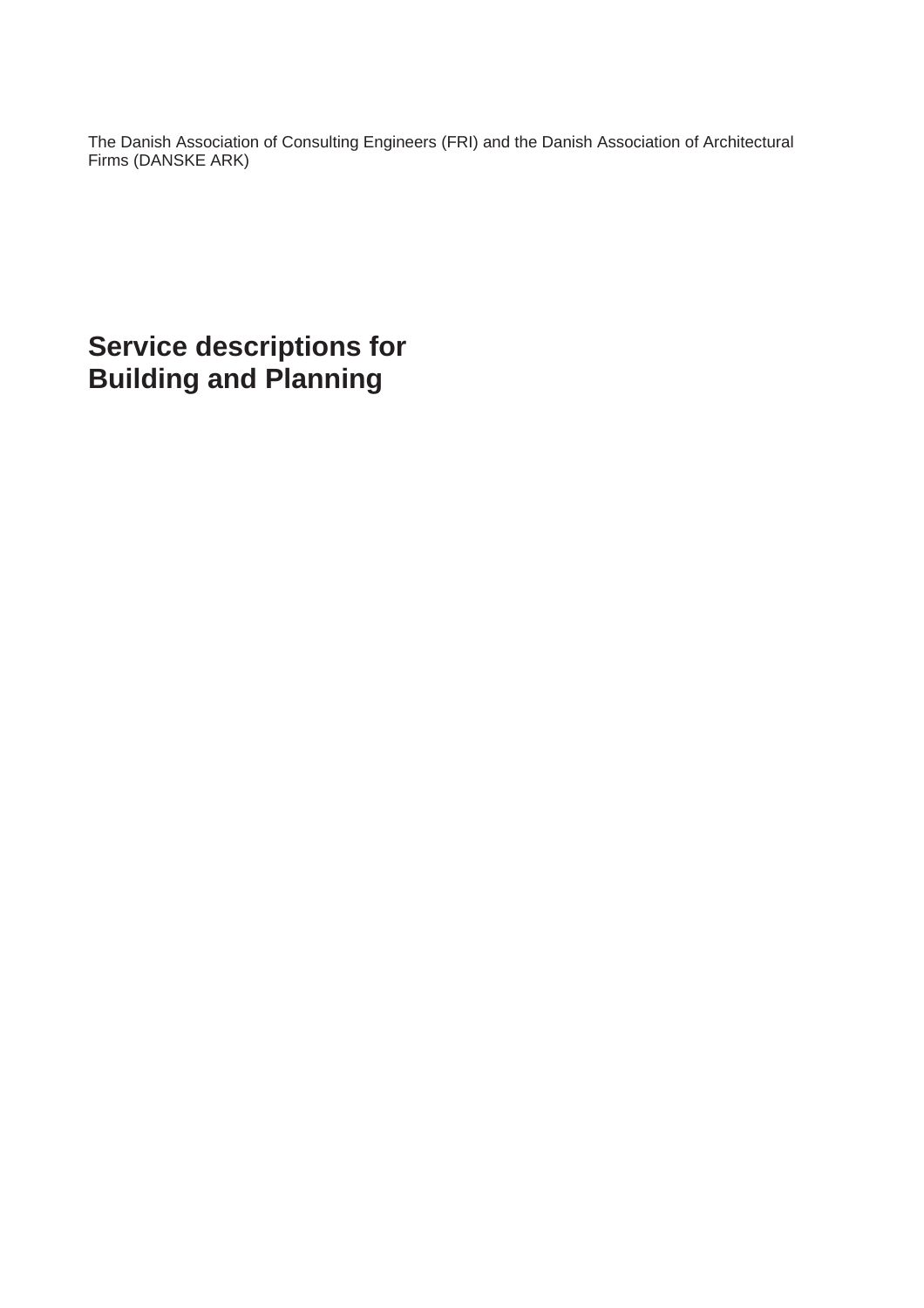The Danish Association of Consulting Engineers (FRI) and the Danish Association of Architectural Firms (DANSKE ARK)

# Service descriptions for Building and Planning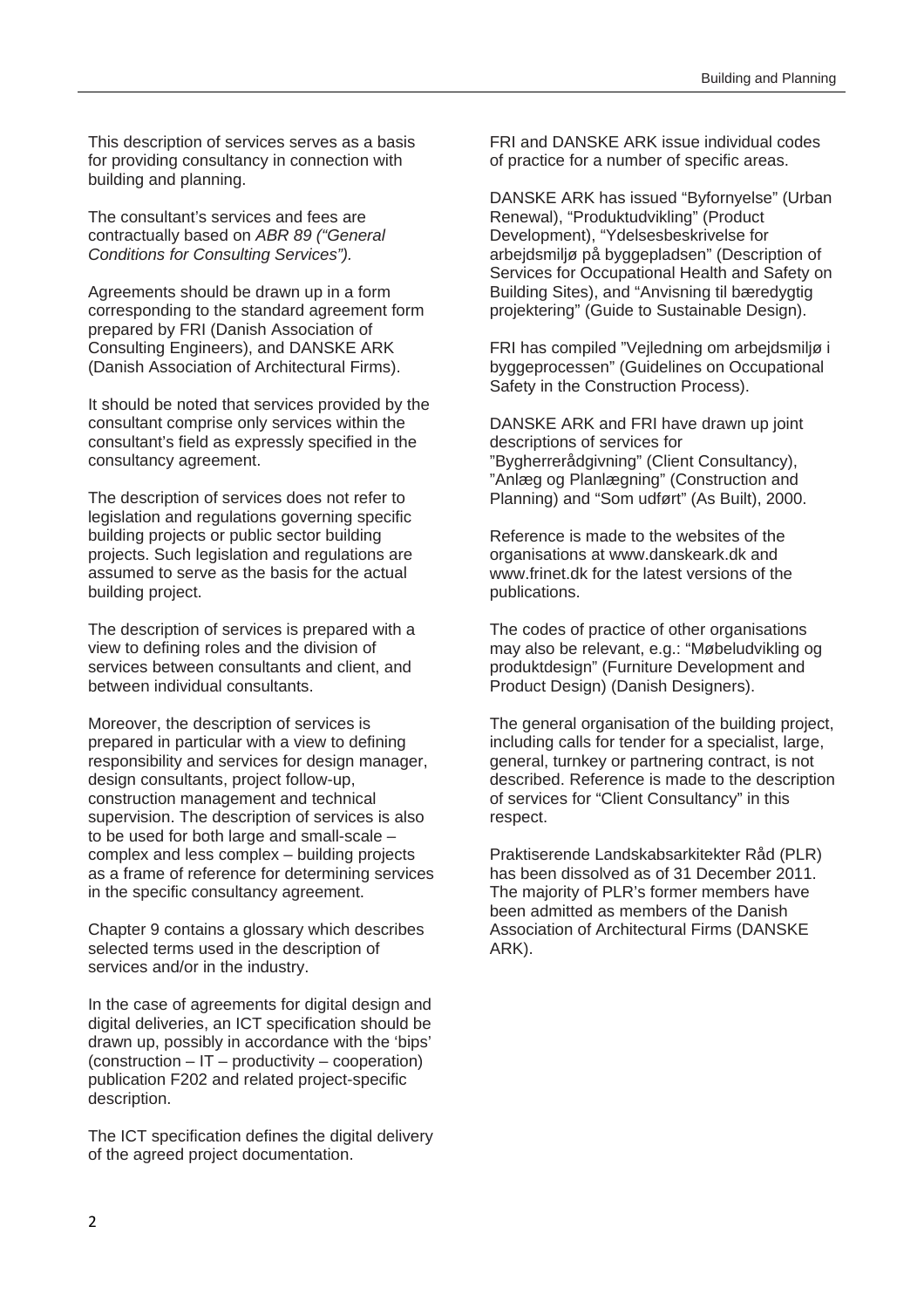This description of services serves as a basis for providing consultancy in connection with building and planning.

The consultant's services and fees are contractually based on *ABR 89 ("General Conditions for Consulting Services")*.

Agreements should be drawn up in a form corresponding to the standard agreement form prepared by FRI (Danish Association of Consulting Engineers), and DANSKE ARK (Danish Association of Architectural Firms).

It should be noted that services provided by the consultant comprise only services within the consultant's field as expressly specified in the consultancy agreement.

The description of services does not refer to legislation and regulations governing specific building projects or public sector building projects. Such legislation and regulations are assumed to serve as the basis for the actual building project.

The description of services is prepared with a view to defining roles and the division of services between consultants and client, and between individual consultants.

Moreover, the description of services is prepared in particular with a view to defining responsibility and services for design manager, design consultants, project follow-up, construction management and technical supervision. The description of services is also to be used for both large and small-scale – complex and less complex – building projects as a frame of reference for determining services in the specific consultancy agreement.

Chapter 9 contains a glossary which describes selected terms used in the description of services and/or in the industry.

In the case of agreements for digital design and digital deliveries, an ICT specification should be drawn up, possibly in accordance with the 'bips' (construction – IT – productivity – cooperation) publication F202 and related project-specific description.

The ICT specification defines the digital delivery of the agreed project documentation.

FRI and DANSKE ARK issue individual codes of practice for a number of specific areas.

DANSKE ARK has issued "Byfornyelse" (Urban Renewal), "Produktudvikling" (Product Development), "Ydelsesbeskrivelse for arbejdsmiljø på byggepladsen" (Description of Services for Occupational Health and Safety on Building Sites), and "Anvisning til bæredygtig projektering" (Guide to Sustainable Design).

FRI has compiled "Vejledning om arbejdsmiljø i byggeprocessen" (Guidelines on Occupational Safety in the Construction Process).

DANSKE ARK and FRI have drawn up joint descriptions of services for "Bygherrerådgivning" (Client Consultancy), "Anlæg og Planlægning" (Construction and Planning) and "Som udført" (As Built), 2000.

Reference is made to the websites of the organisations at www.danskeark.dk and www.frinet.dk for the latest versions of the publications.

The codes of practice of other organisations may also be relevant, e.g.: "Møbeludvikling og produktdesign" (Furniture Development and Product Design) (Danish Designers).

The general organisation of the building project, including calls for tender for a specialist, large, general, turnkey or partnering contract, is not described. Reference is made to the description of services for "Client Consultancy" in this respect.

Praktiserende Landskabsarkitekter Råd (PLR) has been dissolved as of 31 December 2011. The majority of PLR's former members have been admitted as members of the Danish Association of Architectural Firms (DANSKE ARK).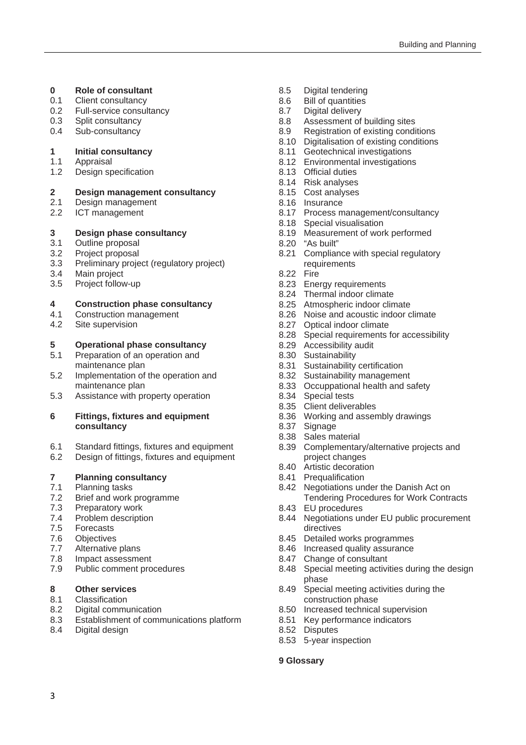**0 Role of consultant**
- 0.1 Client consultancy
- 0.2 Full-service consultancy
- 0.3 Split consultancy
- 0.4 Sub-consultancy

**1 Initial consultancy**
- 1.1 Appraisal
- 1.2 Design specification

**2 Design management consultancy**
- 2.1 Design management
- 2.2 ICT management

**3 Design phase consultancy**
- 3.1 Outline proposal
- 3.2 Project proposal
- 3.3 Preliminary project (regulatory project)
- 3.4 Main project
- 3.5 Project follow-up

**4 Construction phase consultancy**
- 4.1 Construction management
- 4.2 Site supervision

**5 Operational phase consultancy**
- 5.1 Preparation of an operation and maintenance plan
- 5.2 Implementation of the operation and maintenance plan
- 5.3 Assistance with property operation

**6 Fittings, fixtures and equipment consultancy**
- 6.1 Standard fittings, fixtures and equipment
- 6.2 Design of fittings, fixtures and equipment

**7 Planning consultancy**
- 7.1 Planning tasks
- 7.2 Brief and work programme
- 7.3 Preparatory work
- 7.4 Problem description
- 7.5 Forecasts
- 7.6 Objectives
- 7.7 Alternative plans
- 7.8 Impact assessment
- 7.9 Public comment procedures

**8 Other services**
- 8.1 Classification
- 8.2 Digital communication
- 8.3 Establishment of communications platform
- 8.4 Digital design
- 8.5 Digital tendering
- 8.6 Bill of quantities
- 8.7 Digital delivery
- 8.8 Assessment of building sites
- 8.9 Registration of existing conditions
- 8.10 Digitalisation of existing conditions
- 8.11 Geotechnical investigations
- 8.12 Environmental investigations
- 8.13 Official duties
- 8.14 Risk analyses
- 8.15 Cost analyses
- 8.16 Insurance
- 8.17 Process management/consultancy
- 8.18 Special visualisation
- 8.19 Measurement of work performed
- 8.20 "As built"
- 8.21 Compliance with special regulatory requirements
- 8.22 Fire
- 8.23 Energy requirements
- 8.24 Thermal indoor climate
- 8.25 Atmospheric indoor climate
- 8.26 Noise and acoustic indoor climate
- 8.27 Optical indoor climate
- 8.28 Special requirements for accessibility
- 8.29 Accessibility audit
- 8.30 Sustainability
- 8.31 Sustainability certification
- 8.32 Sustainability management
- 8.33 Occuppational health and safety
- 8.34 Special tests
- 8.35 Client deliverables
- 8.36 Working and assembly drawings
- 8.37 Signage
- 8.38 Sales material
- 8.39 Complementary/alternative projects and project changes
- 8.40 Artistic decoration
- 8.41 Prequalification
- 8.42 Negotiations under the Danish Act on Tendering Procedures for Work Contracts
- 8.43 EU procedures
- 8.44 Negotiations under EU public procurement directives
- 8.45 Detailed works programmes
- 8.46 Increased quality assurance
- 8.47 Change of consultant
- 8.48 Special meeting activities during the design phase
- 8.49 Special meeting activities during the construction phase
- 8.50 Increased technical supervision
- 8.51 Key performance indicators
- 8.52 Disputes
- 8.53 5-year inspection

**9 Glossary**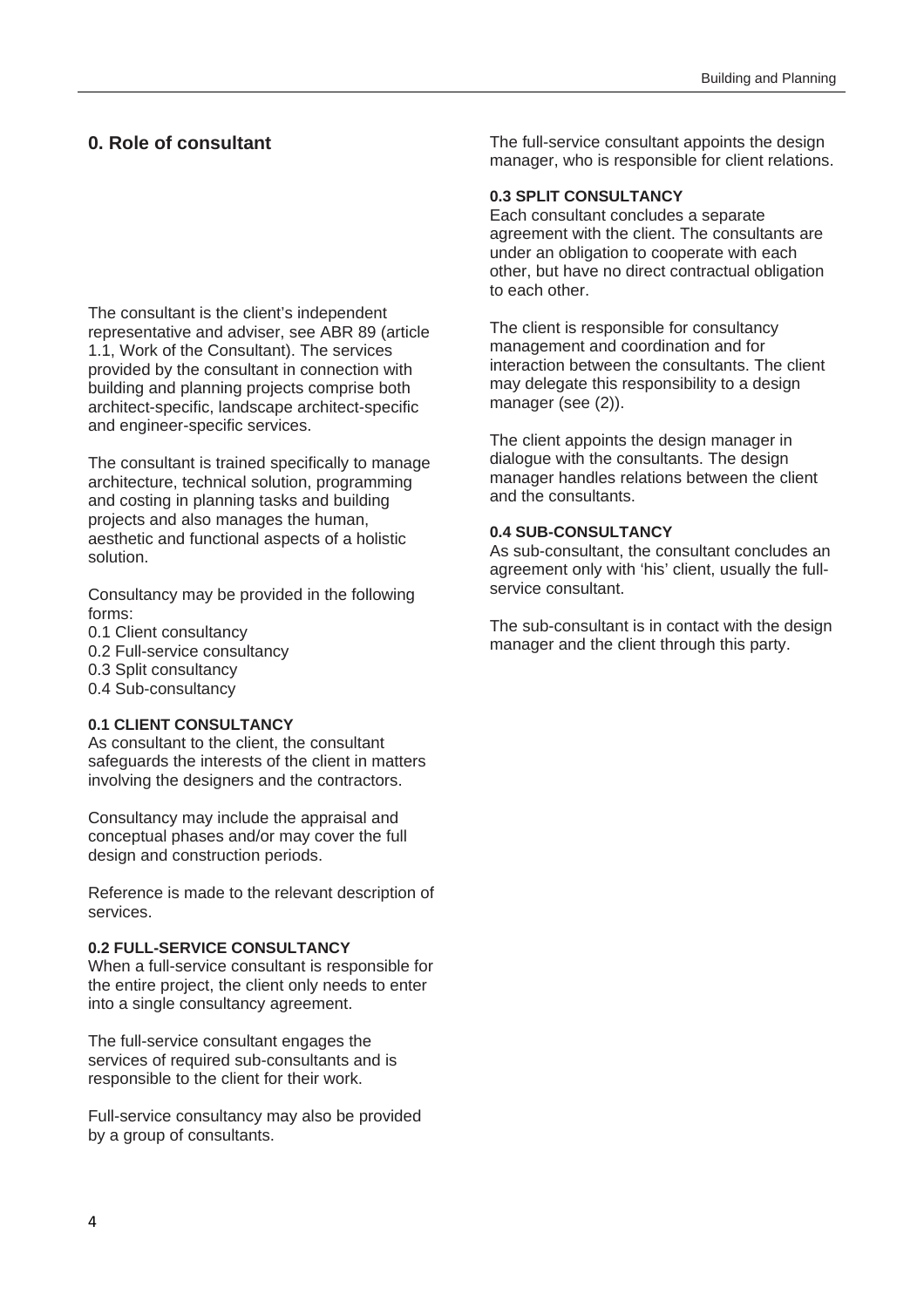## 0. Role of consultant

The consultant is the client's independent representative and adviser, see ABR 89 (article 1.1, Work of the Consultant). The services provided by the consultant in connection with building and planning projects comprise both architect-specific, landscape architect-specific and engineer-specific services.

The consultant is trained specifically to manage architecture, technical solution, programming and costing in planning tasks and building projects and also manages the human, aesthetic and functional aspects of a holistic solution.

Consultancy may be provided in the following forms:

0.1 Client consultancy
0.2 Full-service consultancy
0.3 Split consultancy
0.4 Sub-consultancy

**0.1 CLIENT CONSULTANCY**

As consultant to the client, the consultant safeguards the interests of the client in matters involving the designers and the contractors.

Consultancy may include the appraisal and conceptual phases and/or may cover the full design and construction periods.

Reference is made to the relevant description of services.

**0.2 FULL-SERVICE CONSULTANCY**

When a full-service consultant is responsible for the entire project, the client only needs to enter into a single consultancy agreement.

The full-service consultant engages the services of required sub-consultants and is responsible to the client for their work.

Full-service consultancy may also be provided by a group of consultants.

The full-service consultant appoints the design manager, who is responsible for client relations.

**0.3 SPLIT CONSULTANCY**

Each consultant concludes a separate agreement with the client. The consultants are under an obligation to cooperate with each other, but have no direct contractual obligation to each other.

The client is responsible for consultancy management and coordination and for interaction between the consultants. The client may delegate this responsibility to a design manager (see (2)).

The client appoints the design manager in dialogue with the consultants. The design manager handles relations between the client and the consultants.

**0.4 SUB-CONSULTANCY**

As sub-consultant, the consultant concludes an agreement only with 'his' client, usually the full-service consultant.

The sub-consultant is in contact with the design manager and the client through this party.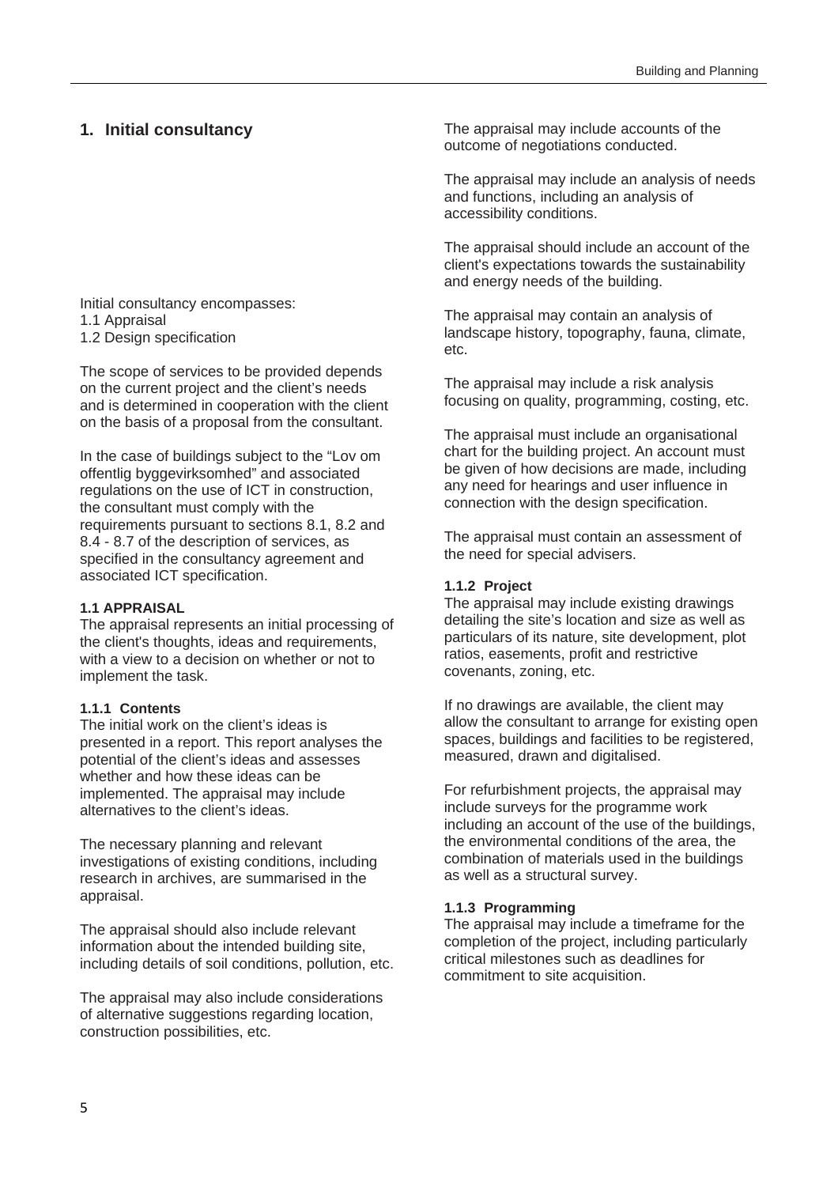# 1. Initial consultancy

Initial consultancy encompasses:
1.1 Appraisal
1.2 Design specification

The scope of services to be provided depends on the current project and the client's needs and is determined in cooperation with the client on the basis of a proposal from the consultant.

In the case of buildings subject to the "Lov om offentlig byggevirksomhed" and associated regulations on the use of ICT in construction, the consultant must comply with the requirements pursuant to sections 8.1, 8.2 and 8.4 - 8.7 of the description of services, as specified in the consultancy agreement and associated ICT specification.

## 1.1 APPRAISAL

The appraisal represents an initial processing of the client's thoughts, ideas and requirements, with a view to a decision on whether or not to implement the task.

### 1.1.1 Contents

The initial work on the client's ideas is presented in a report. This report analyses the potential of the client's ideas and assesses whether and how these ideas can be implemented. The appraisal may include alternatives to the client's ideas.

The necessary planning and relevant investigations of existing conditions, including research in archives, are summarised in the appraisal.

The appraisal should also include relevant information about the intended building site, including details of soil conditions, pollution, etc.

The appraisal may also include considerations of alternative suggestions regarding location, construction possibilities, etc.

The appraisal may include accounts of the outcome of negotiations conducted.

The appraisal may include an analysis of needs and functions, including an analysis of accessibility conditions.

The appraisal should include an account of the client's expectations towards the sustainability and energy needs of the building.

The appraisal may contain an analysis of landscape history, topography, fauna, climate, etc.

The appraisal may include a risk analysis focusing on quality, programming, costing, etc.

The appraisal must include an organisational chart for the building project. An account must be given of how decisions are made, including any need for hearings and user influence in connection with the design specification.

The appraisal must contain an assessment of the need for special advisers.

### 1.1.2 Project

The appraisal may include existing drawings detailing the site's location and size as well as particulars of its nature, site development, plot ratios, easements, profit and restrictive covenants, zoning, etc.

If no drawings are available, the client may allow the consultant to arrange for existing open spaces, buildings and facilities to be registered, measured, drawn and digitalised.

For refurbishment projects, the appraisal may include surveys for the programme work including an account of the use of the buildings, the environmental conditions of the area, the combination of materials used in the buildings as well as a structural survey.

### 1.1.3 Programming

The appraisal may include a timeframe for the completion of the project, including particularly critical milestones such as deadlines for commitment to site acquisition.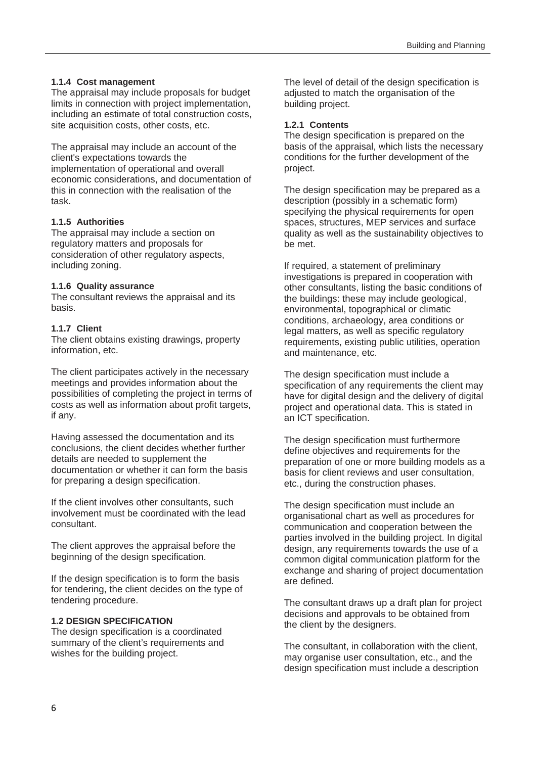#### 1.1.4 Cost management

The appraisal may include proposals for budget limits in connection with project implementation, including an estimate of total construction costs, site acquisition costs, other costs, etc.

The appraisal may include an account of the client's expectations towards the implementation of operational and overall economic considerations, and documentation of this in connection with the realisation of the task.

#### 1.1.5 Authorities

The appraisal may include a section on regulatory matters and proposals for consideration of other regulatory aspects, including zoning.

#### 1.1.6 Quality assurance

The consultant reviews the appraisal and its basis.

#### 1.1.7 Client

The client obtains existing drawings, property information, etc.

The client participates actively in the necessary meetings and provides information about the possibilities of completing the project in terms of costs as well as information about profit targets, if any.

Having assessed the documentation and its conclusions, the client decides whether further details are needed to supplement the documentation or whether it can form the basis for preparing a design specification.

If the client involves other consultants, such involvement must be coordinated with the lead consultant.

The client approves the appraisal before the beginning of the design specification.

If the design specification is to form the basis for tendering, the client decides on the type of tendering procedure.

### 1.2 DESIGN SPECIFICATION

The design specification is a coordinated summary of the client's requirements and wishes for the building project.

The level of detail of the design specification is adjusted to match the organisation of the building project.

#### 1.2.1 Contents

The design specification is prepared on the basis of the appraisal, which lists the necessary conditions for the further development of the project.

The design specification may be prepared as a description (possibly in a schematic form) specifying the physical requirements for open spaces, structures, MEP services and surface quality as well as the sustainability objectives to be met.

If required, a statement of preliminary investigations is prepared in cooperation with other consultants, listing the basic conditions of the buildings: these may include geological, environmental, topographical or climatic conditions, archaeology, area conditions or legal matters, as well as specific regulatory requirements, existing public utilities, operation and maintenance, etc.

The design specification must include a specification of any requirements the client may have for digital design and the delivery of digital project and operational data. This is stated in an ICT specification.

The design specification must furthermore define objectives and requirements for the preparation of one or more building models as a basis for client reviews and user consultation, etc., during the construction phases.

The design specification must include an organisational chart as well as procedures for communication and cooperation between the parties involved in the building project. In digital design, any requirements towards the use of a common digital communication platform for the exchange and sharing of project documentation are defined.

The consultant draws up a draft plan for project decisions and approvals to be obtained from the client by the designers.

The consultant, in collaboration with the client, may organise user consultation, etc., and the design specification must include a description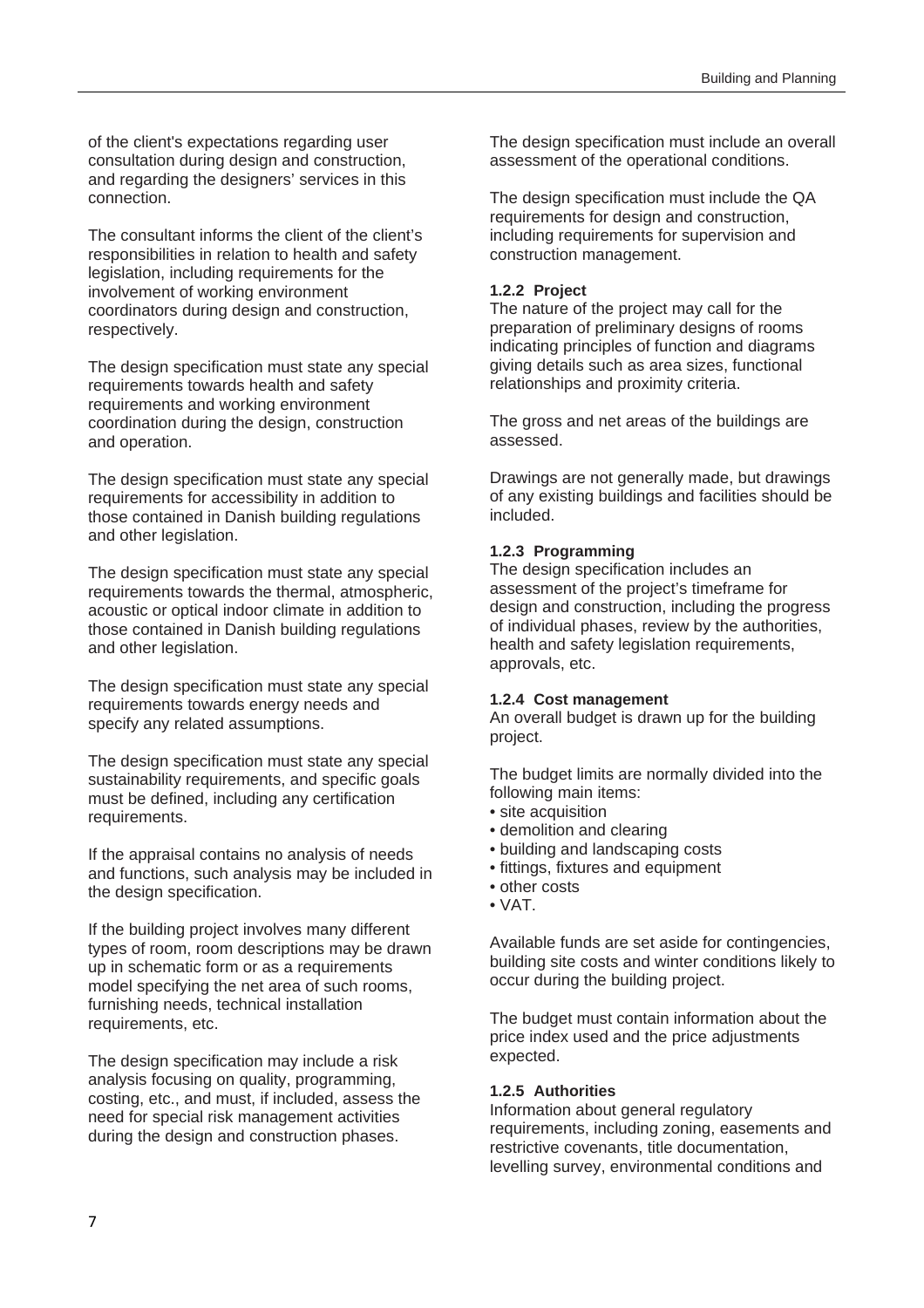of the client's expectations regarding user consultation during design and construction, and regarding the designers' services in this connection.

The consultant informs the client of the client's responsibilities in relation to health and safety legislation, including requirements for the involvement of working environment coordinators during design and construction, respectively.

The design specification must state any special requirements towards health and safety requirements and working environment coordination during the design, construction and operation.

The design specification must state any special requirements for accessibility in addition to those contained in Danish building regulations and other legislation.

The design specification must state any special requirements towards the thermal, atmospheric, acoustic or optical indoor climate in addition to those contained in Danish building regulations and other legislation.

The design specification must state any special requirements towards energy needs and specify any related assumptions.

The design specification must state any special sustainability requirements, and specific goals must be defined, including any certification requirements.

If the appraisal contains no analysis of needs and functions, such analysis may be included in the design specification.

If the building project involves many different types of room, room descriptions may be drawn up in schematic form or as a requirements model specifying the net area of such rooms, furnishing needs, technical installation requirements, etc.

The design specification may include a risk analysis focusing on quality, programming, costing, etc., and must, if included, assess the need for special risk management activities during the design and construction phases.

The design specification must include an overall assessment of the operational conditions.

The design specification must include the QA requirements for design and construction, including requirements for supervision and construction management.

#### 1.2.2 Project

The nature of the project may call for the preparation of preliminary designs of rooms indicating principles of function and diagrams giving details such as area sizes, functional relationships and proximity criteria.

The gross and net areas of the buildings are assessed.

Drawings are not generally made, but drawings of any existing buildings and facilities should be included.

#### 1.2.3 Programming

The design specification includes an assessment of the project's timeframe for design and construction, including the progress of individual phases, review by the authorities, health and safety legislation requirements, approvals, etc.

#### 1.2.4 Cost management

An overall budget is drawn up for the building project.

The budget limits are normally divided into the following main items:

- site acquisition
- demolition and clearing
- building and landscaping costs
- fittings, fixtures and equipment
- other costs
- VAT.

Available funds are set aside for contingencies, building site costs and winter conditions likely to occur during the building project.

The budget must contain information about the price index used and the price adjustments expected.

#### 1.2.5 Authorities

Information about general regulatory requirements, including zoning, easements and restrictive covenants, title documentation, levelling survey, environmental conditions and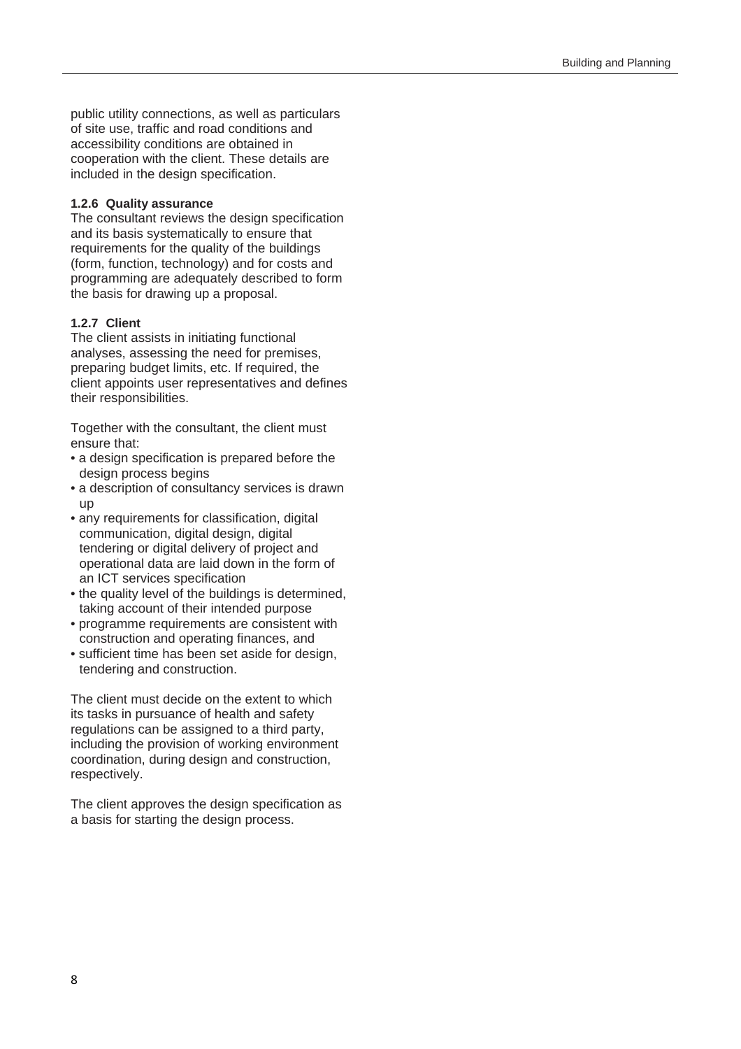public utility connections, as well as particulars of site use, traffic and road conditions and accessibility conditions are obtained in cooperation with the client. These details are included in the design specification.

#### 1.2.6 Quality assurance

The consultant reviews the design specification and its basis systematically to ensure that requirements for the quality of the buildings (form, function, technology) and for costs and programming are adequately described to form the basis for drawing up a proposal.

#### 1.2.7 Client

The client assists in initiating functional analyses, assessing the need for premises, preparing budget limits, etc. If required, the client appoints user representatives and defines their responsibilities.

Together with the consultant, the client must ensure that:

- a design specification is prepared before the design process begins
- a description of consultancy services is drawn up
- any requirements for classification, digital communication, digital design, digital tendering or digital delivery of project and operational data are laid down in the form of an ICT services specification
- the quality level of the buildings is determined, taking account of their intended purpose
- programme requirements are consistent with construction and operating finances, and
- sufficient time has been set aside for design, tendering and construction.

The client must decide on the extent to which its tasks in pursuance of health and safety regulations can be assigned to a third party, including the provision of working environment coordination, during design and construction, respectively.

The client approves the design specification as a basis for starting the design process.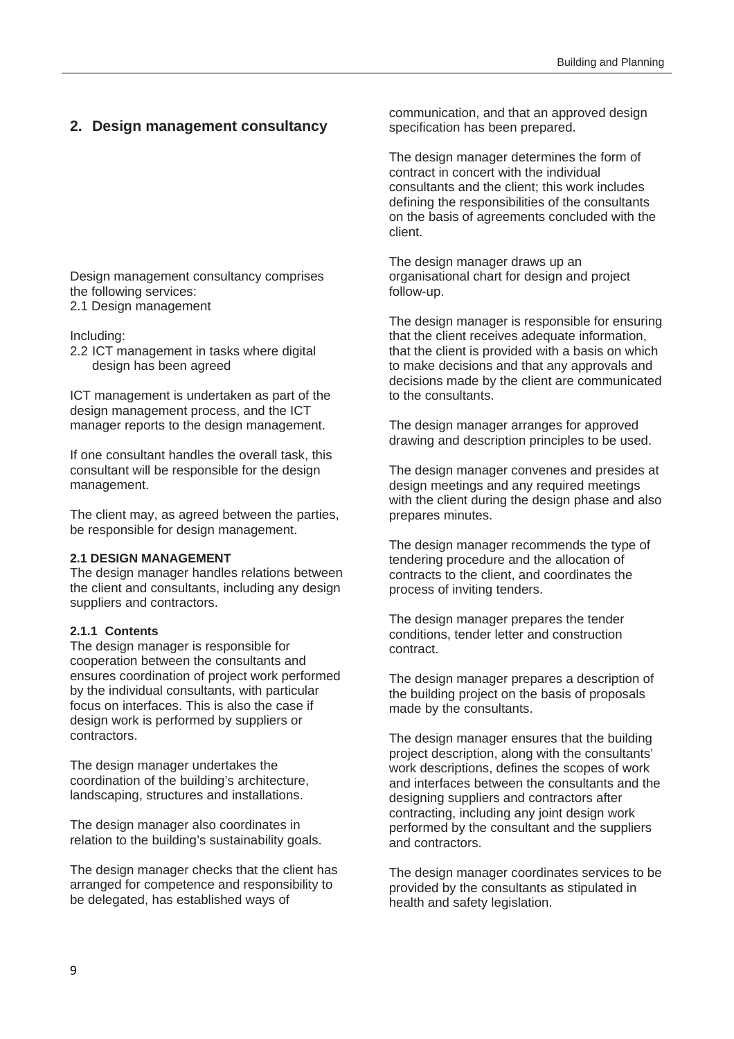## 2. Design management consultancy

Design management consultancy comprises the following services:
2.1 Design management

Including:
2.2 ICT management in tasks where digital design has been agreed

ICT management is undertaken as part of the design management process, and the ICT manager reports to the design management.

If one consultant handles the overall task, this consultant will be responsible for the design management.

The client may, as agreed between the parties, be responsible for design management.

### 2.1 DESIGN MANAGEMENT

The design manager handles relations between the client and consultants, including any design suppliers and contractors.

#### 2.1.1 Contents

The design manager is responsible for cooperation between the consultants and ensures coordination of project work performed by the individual consultants, with particular focus on interfaces. This is also the case if design work is performed by suppliers or contractors.

The design manager undertakes the coordination of the building's architecture, landscaping, structures and installations.

The design manager also coordinates in relation to the building's sustainability goals.

The design manager checks that the client has arranged for competence and responsibility to be delegated, has established ways of communication, and that an approved design specification has been prepared.

The design manager determines the form of contract in concert with the individual consultants and the client; this work includes defining the responsibilities of the consultants on the basis of agreements concluded with the client.

The design manager draws up an organisational chart for design and project follow-up.

The design manager is responsible for ensuring that the client receives adequate information, that the client is provided with a basis on which to make decisions and that any approvals and decisions made by the client are communicated to the consultants.

The design manager arranges for approved drawing and description principles to be used.

The design manager convenes and presides at design meetings and any required meetings with the client during the design phase and also prepares minutes.

The design manager recommends the type of tendering procedure and the allocation of contracts to the client, and coordinates the process of inviting tenders.

The design manager prepares the tender conditions, tender letter and construction contract.

The design manager prepares a description of the building project on the basis of proposals made by the consultants.

The design manager ensures that the building project description, along with the consultants' work descriptions, defines the scopes of work and interfaces between the consultants and the designing suppliers and contractors after contracting, including any joint design work performed by the consultant and the suppliers and contractors.

The design manager coordinates services to be provided by the consultants as stipulated in health and safety legislation.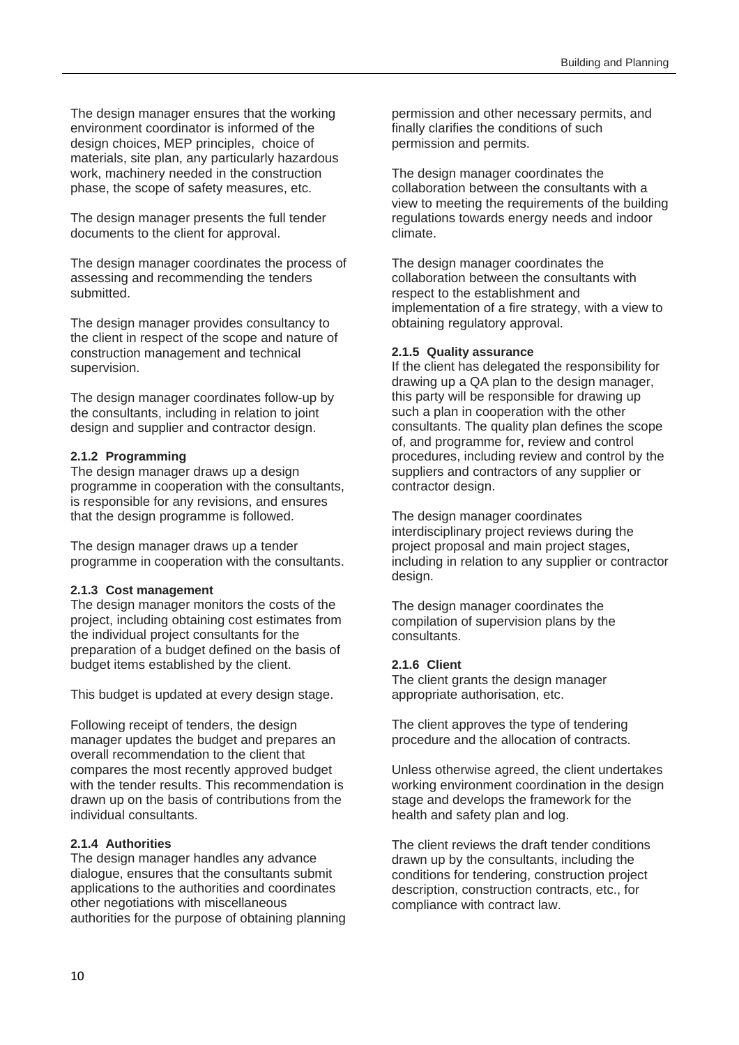The design manager ensures that the working environment coordinator is informed of the design choices, MEP principles, choice of materials, site plan, any particularly hazardous work, machinery needed in the construction phase, the scope of safety measures, etc.

The design manager presents the full tender documents to the client for approval.

The design manager coordinates the process of assessing and recommending the tenders submitted.

The design manager provides consultancy to the client in respect of the scope and nature of construction management and technical supervision.

The design manager coordinates follow-up by the consultants, including in relation to joint design and supplier and contractor design.

#### 2.1.2 Programming

The design manager draws up a design programme in cooperation with the consultants, is responsible for any revisions, and ensures that the design programme is followed.

The design manager draws up a tender programme in cooperation with the consultants.

#### 2.1.3 Cost management

The design manager monitors the costs of the project, including obtaining cost estimates from the individual project consultants for the preparation of a budget defined on the basis of budget items established by the client.

This budget is updated at every design stage.

Following receipt of tenders, the design manager updates the budget and prepares an overall recommendation to the client that compares the most recently approved budget with the tender results. This recommendation is drawn up on the basis of contributions from the individual consultants.

#### 2.1.4 Authorities

The design manager handles any advance dialogue, ensures that the consultants submit applications to the authorities and coordinates other negotiations with miscellaneous authorities for the purpose of obtaining planning permission and other necessary permits, and finally clarifies the conditions of such permission and permits.

The design manager coordinates the collaboration between the consultants with a view to meeting the requirements of the building regulations towards energy needs and indoor climate.

The design manager coordinates the collaboration between the consultants with respect to the establishment and implementation of a fire strategy, with a view to obtaining regulatory approval.

#### 2.1.5 Quality assurance

If the client has delegated the responsibility for drawing up a QA plan to the design manager, this party will be responsible for drawing up such a plan in cooperation with the other consultants. The quality plan defines the scope of, and programme for, review and control procedures, including review and control by the suppliers and contractors of any supplier or contractor design.

The design manager coordinates interdisciplinary project reviews during the project proposal and main project stages, including in relation to any supplier or contractor design.

The design manager coordinates the compilation of supervision plans by the consultants.

#### 2.1.6 Client

The client grants the design manager appropriate authorisation, etc.

The client approves the type of tendering procedure and the allocation of contracts.

Unless otherwise agreed, the client undertakes working environment coordination in the design stage and develops the framework for the health and safety plan and log.

The client reviews the draft tender conditions drawn up by the consultants, including the conditions for tendering, construction project description, construction contracts, etc., for compliance with contract law.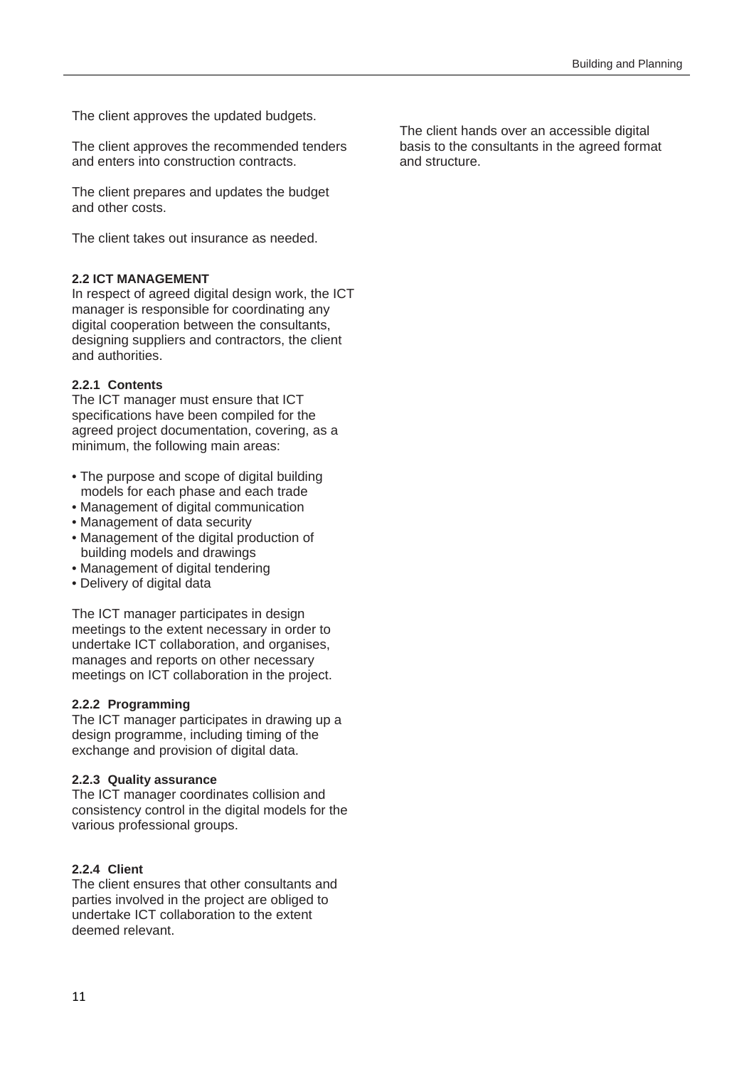The client approves the updated budgets.

The client approves the recommended tenders and enters into construction contracts.

The client prepares and updates the budget and other costs.

The client takes out insurance as needed.

### 2.2 ICT MANAGEMENT

In respect of agreed digital design work, the ICT manager is responsible for coordinating any digital cooperation between the consultants, designing suppliers and contractors, the client and authorities.

#### 2.2.1 Contents

The ICT manager must ensure that ICT specifications have been compiled for the agreed project documentation, covering, as a minimum, the following main areas:

- The purpose and scope of digital building models for each phase and each trade
- Management of digital communication
- Management of data security
- Management of the digital production of building models and drawings
- Management of digital tendering
- Delivery of digital data

The ICT manager participates in design meetings to the extent necessary in order to undertake ICT collaboration, and organises, manages and reports on other necessary meetings on ICT collaboration in the project.

#### 2.2.2 Programming

The ICT manager participates in drawing up a design programme, including timing of the exchange and provision of digital data.

#### 2.2.3 Quality assurance

The ICT manager coordinates collision and consistency control in the digital models for the various professional groups.

#### 2.2.4 Client

The client ensures that other consultants and parties involved in the project are obliged to undertake ICT collaboration to the extent deemed relevant.

The client hands over an accessible digital basis to the consultants in the agreed format and structure.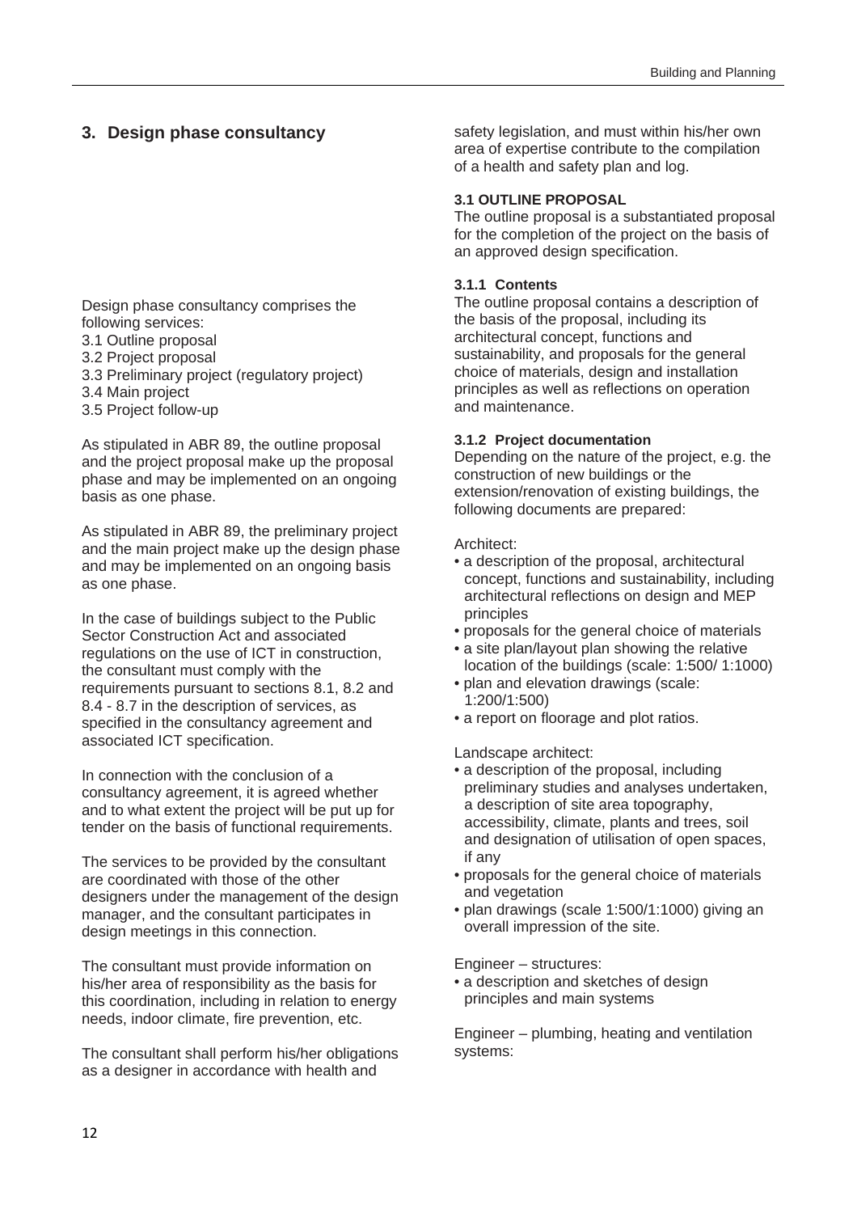## 3. Design phase consultancy

Design phase consultancy comprises the following services:
3.1 Outline proposal
3.2 Project proposal
3.3 Preliminary project (regulatory project)
3.4 Main project
3.5 Project follow-up

As stipulated in ABR 89, the outline proposal and the project proposal make up the proposal phase and may be implemented on an ongoing basis as one phase.

As stipulated in ABR 89, the preliminary project and the main project make up the design phase and may be implemented on an ongoing basis as one phase.

In the case of buildings subject to the Public Sector Construction Act and associated regulations on the use of ICT in construction, the consultant must comply with the requirements pursuant to sections 8.1, 8.2 and 8.4 - 8.7 in the description of services, as specified in the consultancy agreement and associated ICT specification.

In connection with the conclusion of a consultancy agreement, it is agreed whether and to what extent the project will be put up for tender on the basis of functional requirements.

The services to be provided by the consultant are coordinated with those of the other designers under the management of the design manager, and the consultant participates in design meetings in this connection.

The consultant must provide information on his/her area of responsibility as the basis for this coordination, including in relation to energy needs, indoor climate, fire prevention, etc.

The consultant shall perform his/her obligations as a designer in accordance with health and safety legislation, and must within his/her own area of expertise contribute to the compilation of a health and safety plan and log.

### 3.1 OUTLINE PROPOSAL

The outline proposal is a substantiated proposal for the completion of the project on the basis of an approved design specification.

#### 3.1.1 Contents

The outline proposal contains a description of the basis of the proposal, including its architectural concept, functions and sustainability, and proposals for the general choice of materials, design and installation principles as well as reflections on operation and maintenance.

#### 3.1.2 Project documentation

Depending on the nature of the project, e.g. the construction of new buildings or the extension/renovation of existing buildings, the following documents are prepared:

Architect:

- a description of the proposal, architectural concept, functions and sustainability, including architectural reflections on design and MEP principles
- proposals for the general choice of materials
- a site plan/layout plan showing the relative location of the buildings (scale: 1:500/ 1:1000)
- plan and elevation drawings (scale: 1:200/1:500)
- a report on floorage and plot ratios.

Landscape architect:

- a description of the proposal, including preliminary studies and analyses undertaken, a description of site area topography, accessibility, climate, plants and trees, soil and designation of utilisation of open spaces, if any
- proposals for the general choice of materials and vegetation
- plan drawings (scale 1:500/1:1000) giving an overall impression of the site.

Engineer – structures:

- a description and sketches of design principles and main systems

Engineer – plumbing, heating and ventilation systems: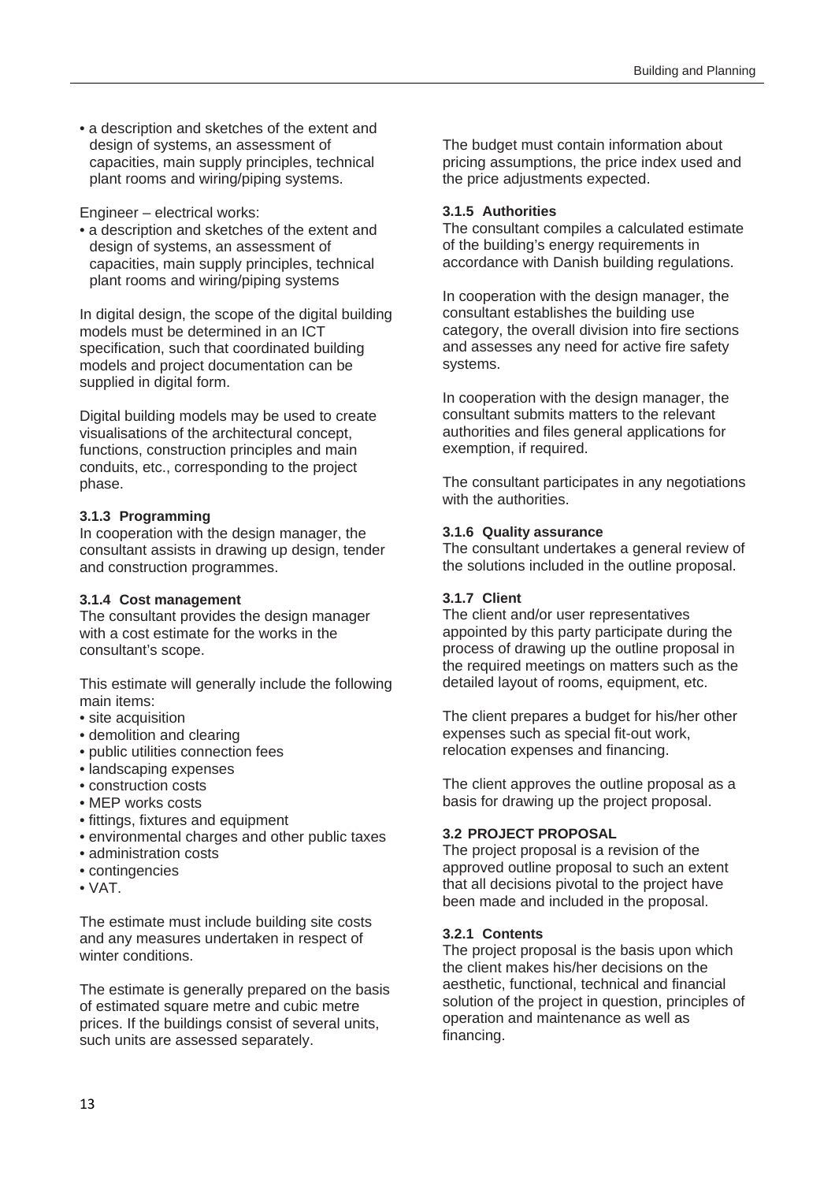- a description and sketches of the extent and design of systems, an assessment of capacities, main supply principles, technical plant rooms and wiring/piping systems.

Engineer – electrical works:

- a description and sketches of the extent and design of systems, an assessment of capacities, main supply principles, technical plant rooms and wiring/piping systems

In digital design, the scope of the digital building models must be determined in an ICT specification, such that coordinated building models and project documentation can be supplied in digital form.

Digital building models may be used to create visualisations of the architectural concept, functions, construction principles and main conduits, etc., corresponding to the project phase.

#### 3.1.3 Programming

In cooperation with the design manager, the consultant assists in drawing up design, tender and construction programmes.

#### 3.1.4 Cost management

The consultant provides the design manager with a cost estimate for the works in the consultant's scope.

This estimate will generally include the following main items:

- site acquisition
- demolition and clearing
- public utilities connection fees
- landscaping expenses
- construction costs
- MEP works costs
- fittings, fixtures and equipment
- environmental charges and other public taxes
- administration costs
- contingencies
- VAT.

The estimate must include building site costs and any measures undertaken in respect of winter conditions.

The estimate is generally prepared on the basis of estimated square metre and cubic metre prices. If the buildings consist of several units, such units are assessed separately.

The budget must contain information about pricing assumptions, the price index used and the price adjustments expected.

#### 3.1.5 Authorities

The consultant compiles a calculated estimate of the building's energy requirements in accordance with Danish building regulations.

In cooperation with the design manager, the consultant establishes the building use category, the overall division into fire sections and assesses any need for active fire safety systems.

In cooperation with the design manager, the consultant submits matters to the relevant authorities and files general applications for exemption, if required.

The consultant participates in any negotiations with the authorities.

#### 3.1.6 Quality assurance

The consultant undertakes a general review of the solutions included in the outline proposal.

#### 3.1.7 Client

The client and/or user representatives appointed by this party participate during the process of drawing up the outline proposal in the required meetings on matters such as the detailed layout of rooms, equipment, etc.

The client prepares a budget for his/her other expenses such as special fit-out work, relocation expenses and financing.

The client approves the outline proposal as a basis for drawing up the project proposal.

### 3.2 PROJECT PROPOSAL

The project proposal is a revision of the approved outline proposal to such an extent that all decisions pivotal to the project have been made and included in the proposal.

#### 3.2.1 Contents

The project proposal is the basis upon which the client makes his/her decisions on the aesthetic, functional, technical and financial solution of the project in question, principles of operation and maintenance as well as financing.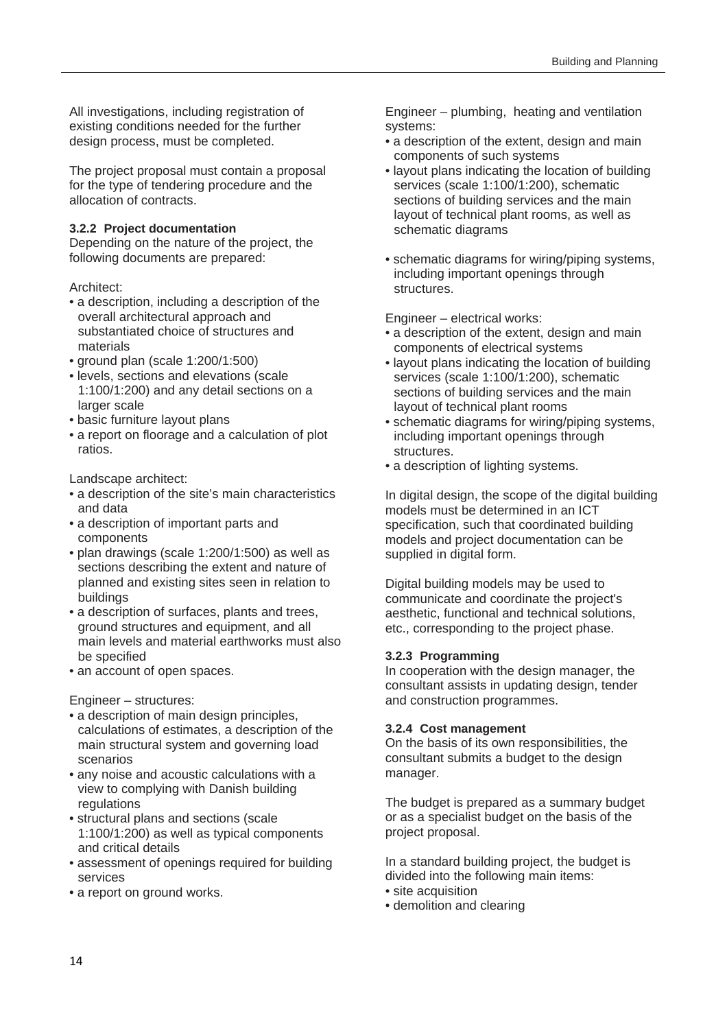All investigations, including registration of existing conditions needed for the further design process, must be completed.

The project proposal must contain a proposal for the type of tendering procedure and the allocation of contracts.

### 3.2.2 Project documentation

Depending on the nature of the project, the following documents are prepared:

Architect:

- a description, including a description of the overall architectural approach and substantiated choice of structures and materials
- ground plan (scale 1:200/1:500)
- levels, sections and elevations (scale 1:100/1:200) and any detail sections on a larger scale
- basic furniture layout plans
- a report on floorage and a calculation of plot ratios.

Landscape architect:

- a description of the site's main characteristics and data
- a description of important parts and components
- plan drawings (scale 1:200/1:500) as well as sections describing the extent and nature of planned and existing sites seen in relation to buildings
- a description of surfaces, plants and trees, ground structures and equipment, and all main levels and material earthworks must also be specified
- an account of open spaces.

Engineer – structures:

- a description of main design principles, calculations of estimates, a description of the main structural system and governing load scenarios
- any noise and acoustic calculations with a view to complying with Danish building regulations
- structural plans and sections (scale 1:100/1:200) as well as typical components and critical details
- assessment of openings required for building services
- a report on ground works.

Engineer – plumbing, heating and ventilation systems:

- a description of the extent, design and main components of such systems
- layout plans indicating the location of building services (scale 1:100/1:200), schematic sections of building services and the main layout of technical plant rooms, as well as schematic diagrams
- schematic diagrams for wiring/piping systems, including important openings through structures.

Engineer – electrical works:

- a description of the extent, design and main components of electrical systems
- layout plans indicating the location of building services (scale 1:100/1:200), schematic sections of building services and the main layout of technical plant rooms
- schematic diagrams for wiring/piping systems, including important openings through structures.
- a description of lighting systems.

In digital design, the scope of the digital building models must be determined in an ICT specification, such that coordinated building models and project documentation can be supplied in digital form.

Digital building models may be used to communicate and coordinate the project's aesthetic, functional and technical solutions, etc., corresponding to the project phase.

### 3.2.3 Programming

In cooperation with the design manager, the consultant assists in updating design, tender and construction programmes.

### 3.2.4 Cost management

On the basis of its own responsibilities, the consultant submits a budget to the design manager.

The budget is prepared as a summary budget or as a specialist budget on the basis of the project proposal.

In a standard building project, the budget is divided into the following main items:

- site acquisition
- demolition and clearing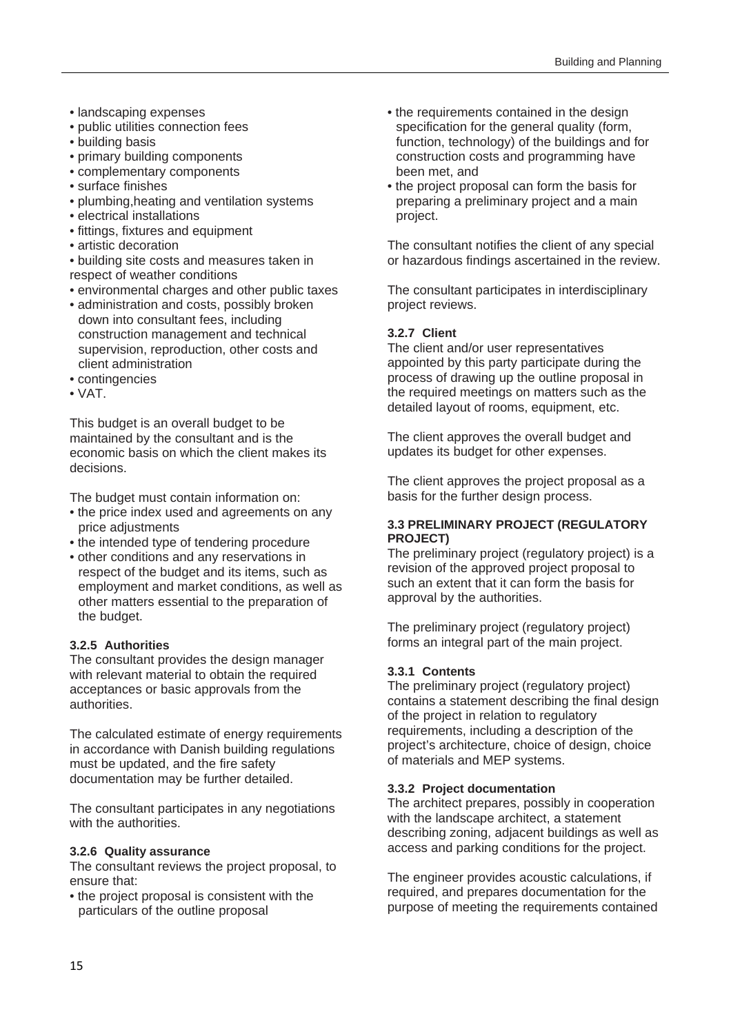- landscaping expenses
- public utilities connection fees
- building basis
- primary building components
- complementary components
- surface finishes
- plumbing,heating and ventilation systems
- electrical installations
- fittings, fixtures and equipment
- artistic decoration
- building site costs and measures taken in respect of weather conditions
- environmental charges and other public taxes
- administration and costs, possibly broken down into consultant fees, including construction management and technical supervision, reproduction, other costs and client administration
- contingencies
- VAT.

This budget is an overall budget to be maintained by the consultant and is the economic basis on which the client makes its decisions.

The budget must contain information on:

- the price index used and agreements on any price adjustments
- the intended type of tendering procedure
- other conditions and any reservations in respect of the budget and its items, such as employment and market conditions, as well as other matters essential to the preparation of the budget.

#### 3.2.5 Authorities

The consultant provides the design manager with relevant material to obtain the required acceptances or basic approvals from the authorities.

The calculated estimate of energy requirements in accordance with Danish building regulations must be updated, and the fire safety documentation may be further detailed.

The consultant participates in any negotiations with the authorities.

#### 3.2.6 Quality assurance

The consultant reviews the project proposal, to ensure that:

- the project proposal is consistent with the particulars of the outline proposal
- the requirements contained in the design specification for the general quality (form, function, technology) of the buildings and for construction costs and programming have been met, and
- the project proposal can form the basis for preparing a preliminary project and a main project.

The consultant notifies the client of any special or hazardous findings ascertained in the review.

The consultant participates in interdisciplinary project reviews.

#### 3.2.7 Client

The client and/or user representatives appointed by this party participate during the process of drawing up the outline proposal in the required meetings on matters such as the detailed layout of rooms, equipment, etc.

The client approves the overall budget and updates its budget for other expenses.

The client approves the project proposal as a basis for the further design process.

### 3.3 PRELIMINARY PROJECT (REGULATORY PROJECT)

The preliminary project (regulatory project) is a revision of the approved project proposal to such an extent that it can form the basis for approval by the authorities.

The preliminary project (regulatory project) forms an integral part of the main project.

#### 3.3.1 Contents

The preliminary project (regulatory project) contains a statement describing the final design of the project in relation to regulatory requirements, including a description of the project's architecture, choice of design, choice of materials and MEP systems.

#### 3.3.2 Project documentation

The architect prepares, possibly in cooperation with the landscape architect, a statement describing zoning, adjacent buildings as well as access and parking conditions for the project.

The engineer provides acoustic calculations, if required, and prepares documentation for the purpose of meeting the requirements contained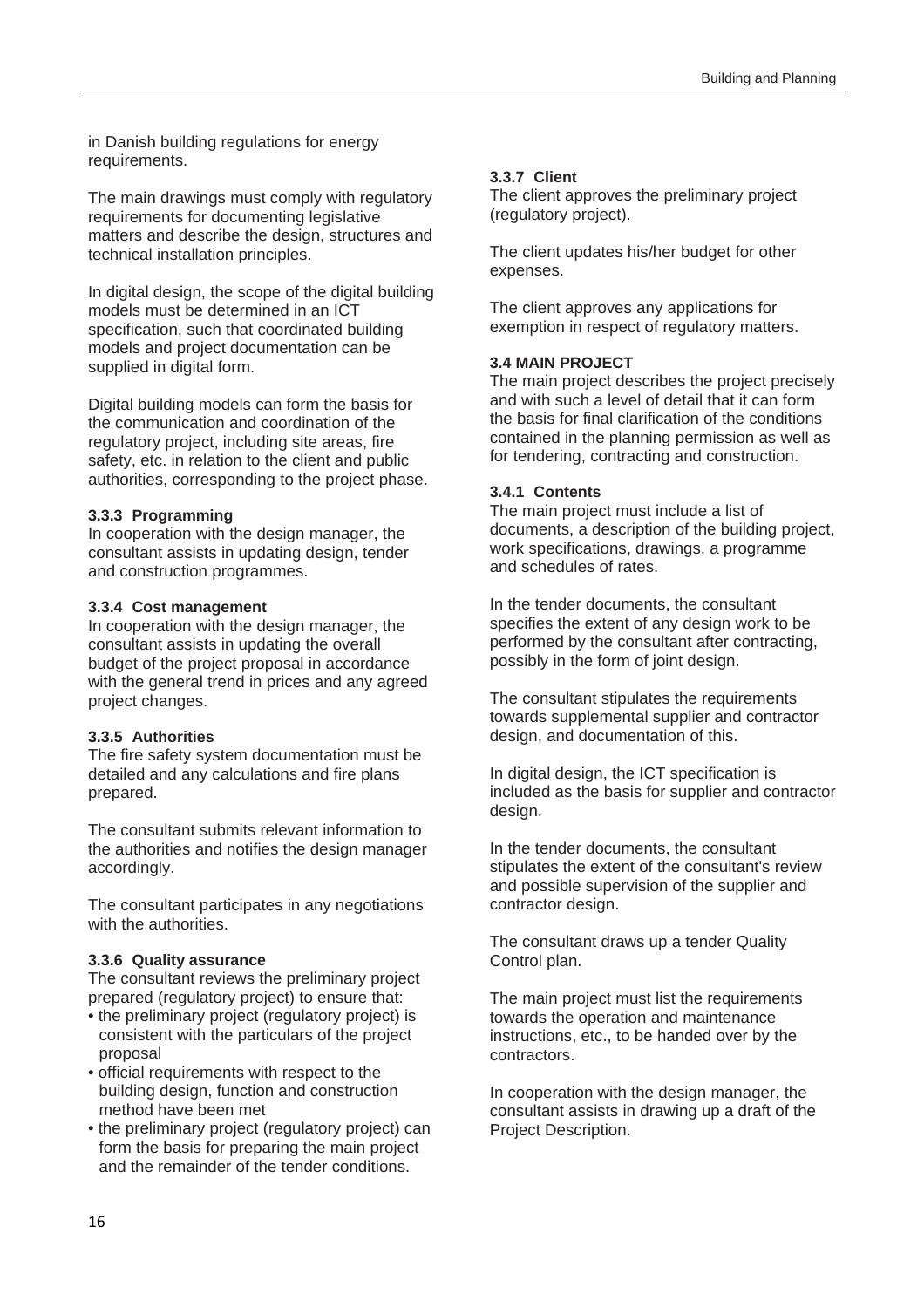in Danish building regulations for energy requirements.

The main drawings must comply with regulatory requirements for documenting legislative matters and describe the design, structures and technical installation principles.

In digital design, the scope of the digital building models must be determined in an ICT specification, such that coordinated building models and project documentation can be supplied in digital form.

Digital building models can form the basis for the communication and coordination of the regulatory project, including site areas, fire safety, etc. in relation to the client and public authorities, corresponding to the project phase.

#### 3.3.3 Programming

In cooperation with the design manager, the consultant assists in updating design, tender and construction programmes.

#### 3.3.4 Cost management

In cooperation with the design manager, the consultant assists in updating the overall budget of the project proposal in accordance with the general trend in prices and any agreed project changes.

#### 3.3.5 Authorities

The fire safety system documentation must be detailed and any calculations and fire plans prepared.

The consultant submits relevant information to the authorities and notifies the design manager accordingly.

The consultant participates in any negotiations with the authorities.

#### 3.3.6 Quality assurance

The consultant reviews the preliminary project prepared (regulatory project) to ensure that:

- the preliminary project (regulatory project) is consistent with the particulars of the project proposal
- official requirements with respect to the building design, function and construction method have been met
- the preliminary project (regulatory project) can form the basis for preparing the main project and the remainder of the tender conditions.

#### 3.3.7 Client

The client approves the preliminary project (regulatory project).

The client updates his/her budget for other expenses.

The client approves any applications for exemption in respect of regulatory matters.

### 3.4 MAIN PROJECT

The main project describes the project precisely and with such a level of detail that it can form the basis for final clarification of the conditions contained in the planning permission as well as for tendering, contracting and construction.

#### 3.4.1 Contents

The main project must include a list of documents, a description of the building project, work specifications, drawings, a programme and schedules of rates.

In the tender documents, the consultant specifies the extent of any design work to be performed by the consultant after contracting, possibly in the form of joint design.

The consultant stipulates the requirements towards supplemental supplier and contractor design, and documentation of this.

In digital design, the ICT specification is included as the basis for supplier and contractor design.

In the tender documents, the consultant stipulates the extent of the consultant's review and possible supervision of the supplier and contractor design.

The consultant draws up a tender Quality Control plan.

The main project must list the requirements towards the operation and maintenance instructions, etc., to be handed over by the contractors.

In cooperation with the design manager, the consultant assists in drawing up a draft of the Project Description.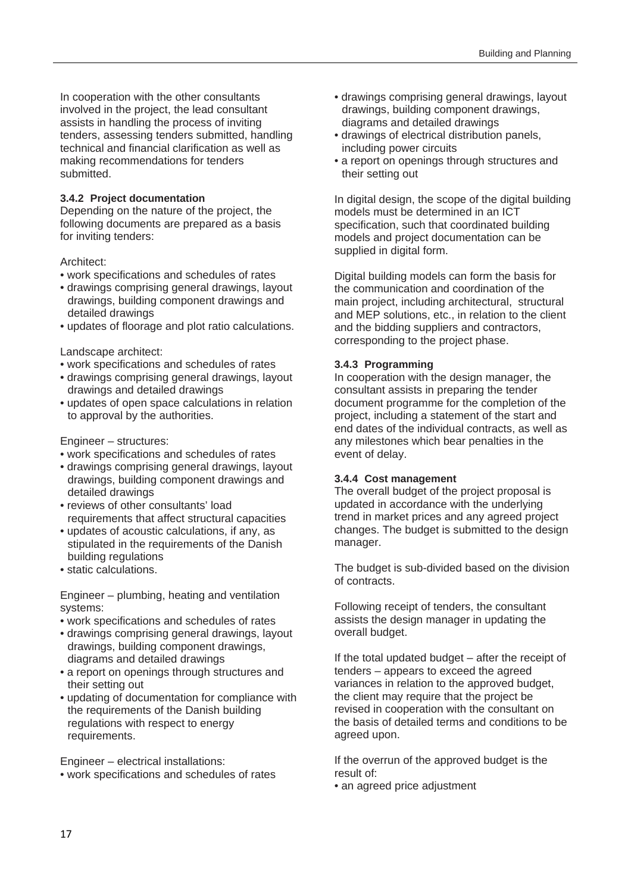In cooperation with the other consultants involved in the project, the lead consultant assists in handling the process of inviting tenders, assessing tenders submitted, handling technical and financial clarification as well as making recommendations for tenders submitted.

#### 3.4.2 Project documentation

Depending on the nature of the project, the following documents are prepared as a basis for inviting tenders:

Architect:

- work specifications and schedules of rates
- drawings comprising general drawings, layout drawings, building component drawings and detailed drawings
- updates of floorage and plot ratio calculations.

Landscape architect:

- work specifications and schedules of rates
- drawings comprising general drawings, layout drawings and detailed drawings
- updates of open space calculations in relation to approval by the authorities.

Engineer – structures:

- work specifications and schedules of rates
- drawings comprising general drawings, layout drawings, building component drawings and detailed drawings
- reviews of other consultants' load requirements that affect structural capacities
- updates of acoustic calculations, if any, as stipulated in the requirements of the Danish building regulations
- static calculations.

Engineer – plumbing, heating and ventilation systems:

- work specifications and schedules of rates
- drawings comprising general drawings, layout drawings, building component drawings, diagrams and detailed drawings
- a report on openings through structures and their setting out
- updating of documentation for compliance with the requirements of the Danish building regulations with respect to energy requirements.

Engineer – electrical installations:

- work specifications and schedules of rates
- drawings comprising general drawings, layout drawings, building component drawings, diagrams and detailed drawings
- drawings of electrical distribution panels, including power circuits
- a report on openings through structures and their setting out

In digital design, the scope of the digital building models must be determined in an ICT specification, such that coordinated building models and project documentation can be supplied in digital form.

Digital building models can form the basis for the communication and coordination of the main project, including architectural, structural and MEP solutions, etc., in relation to the client and the bidding suppliers and contractors, corresponding to the project phase.

#### 3.4.3 Programming

In cooperation with the design manager, the consultant assists in preparing the tender document programme for the completion of the project, including a statement of the start and end dates of the individual contracts, as well as any milestones which bear penalties in the event of delay.

#### 3.4.4 Cost management

The overall budget of the project proposal is updated in accordance with the underlying trend in market prices and any agreed project changes. The budget is submitted to the design manager.

The budget is sub-divided based on the division of contracts.

Following receipt of tenders, the consultant assists the design manager in updating the overall budget.

If the total updated budget – after the receipt of tenders – appears to exceed the agreed variances in relation to the approved budget, the client may require that the project be revised in cooperation with the consultant on the basis of detailed terms and conditions to be agreed upon.

If the overrun of the approved budget is the result of:

- an agreed price adjustment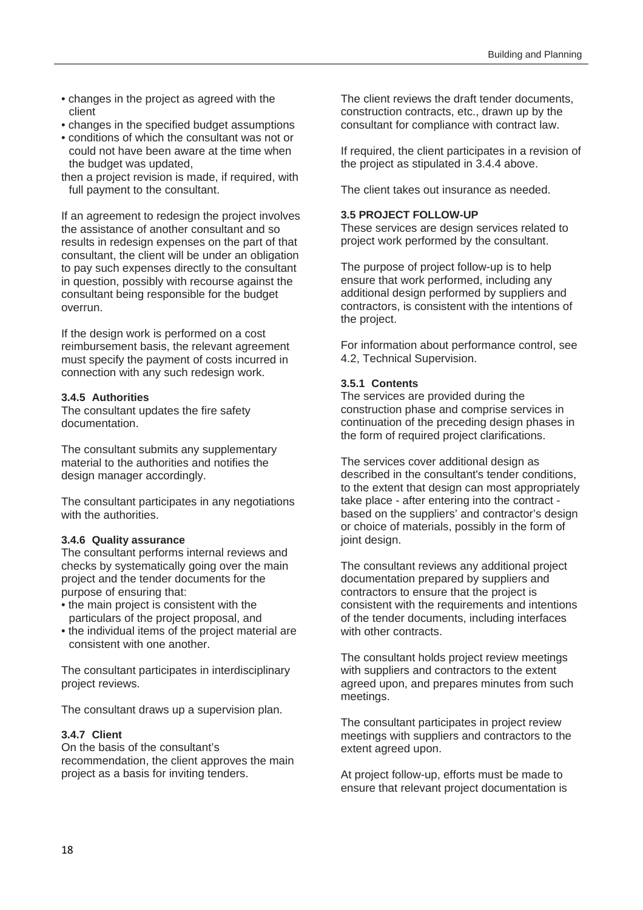- changes in the project as agreed with the client
- changes in the specified budget assumptions
- conditions of which the consultant was not or could not have been aware at the time when the budget was updated,

then a project revision is made, if required, with full payment to the consultant.

If an agreement to redesign the project involves the assistance of another consultant and so results in redesign expenses on the part of that consultant, the client will be under an obligation to pay such expenses directly to the consultant in question, possibly with recourse against the consultant being responsible for the budget overrun.

If the design work is performed on a cost reimbursement basis, the relevant agreement must specify the payment of costs incurred in connection with any such redesign work.

#### 3.4.5 Authorities

The consultant updates the fire safety documentation.

The consultant submits any supplementary material to the authorities and notifies the design manager accordingly.

The consultant participates in any negotiations with the authorities.

#### 3.4.6 Quality assurance

The consultant performs internal reviews and checks by systematically going over the main project and the tender documents for the purpose of ensuring that:

- the main project is consistent with the particulars of the project proposal, and
- the individual items of the project material are consistent with one another.

The consultant participates in interdisciplinary project reviews.

The consultant draws up a supervision plan.

#### 3.4.7 Client

On the basis of the consultant's recommendation, the client approves the main project as a basis for inviting tenders.

The client reviews the draft tender documents, construction contracts, etc., drawn up by the consultant for compliance with contract law.

If required, the client participates in a revision of the project as stipulated in 3.4.4 above.

The client takes out insurance as needed.

### 3.5 PROJECT FOLLOW-UP

These services are design services related to project work performed by the consultant.

The purpose of project follow-up is to help ensure that work performed, including any additional design performed by suppliers and contractors, is consistent with the intentions of the project.

For information about performance control, see 4.2, Technical Supervision.

#### 3.5.1 Contents

The services are provided during the construction phase and comprise services in continuation of the preceding design phases in the form of required project clarifications.

The services cover additional design as described in the consultant's tender conditions, to the extent that design can most appropriately take place - after entering into the contract - based on the suppliers' and contractor's design or choice of materials, possibly in the form of joint design.

The consultant reviews any additional project documentation prepared by suppliers and contractors to ensure that the project is consistent with the requirements and intentions of the tender documents, including interfaces with other contracts.

The consultant holds project review meetings with suppliers and contractors to the extent agreed upon, and prepares minutes from such meetings.

The consultant participates in project review meetings with suppliers and contractors to the extent agreed upon.

At project follow-up, efforts must be made to ensure that relevant project documentation is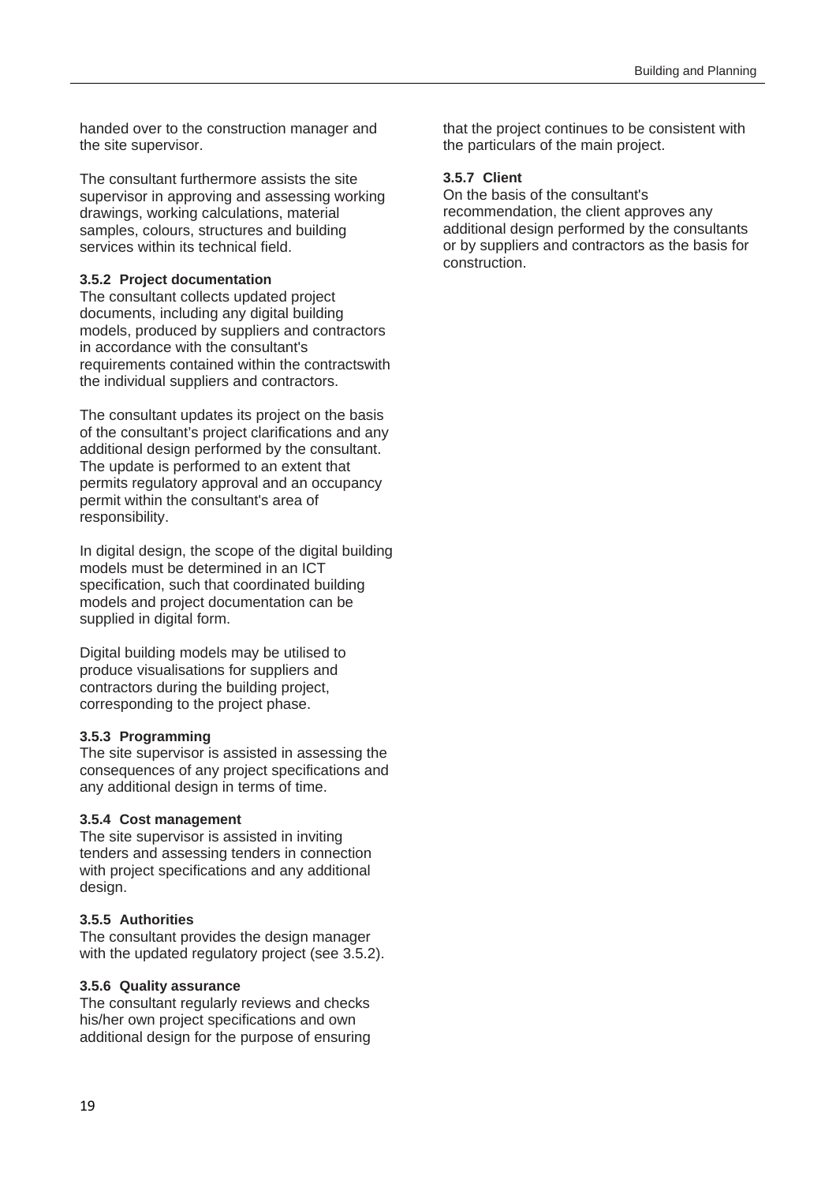handed over to the construction manager and the site supervisor.

The consultant furthermore assists the site supervisor in approving and assessing working drawings, working calculations, material samples, colours, structures and building services within its technical field.

#### 3.5.2 Project documentation

The consultant collects updated project documents, including any digital building models, produced by suppliers and contractors in accordance with the consultant's requirements contained within the contractswith the individual suppliers and contractors.

The consultant updates its project on the basis of the consultant's project clarifications and any additional design performed by the consultant. The update is performed to an extent that permits regulatory approval and an occupancy permit within the consultant's area of responsibility.

In digital design, the scope of the digital building models must be determined in an ICT specification, such that coordinated building models and project documentation can be supplied in digital form.

Digital building models may be utilised to produce visualisations for suppliers and contractors during the building project, corresponding to the project phase.

#### 3.5.3 Programming

The site supervisor is assisted in assessing the consequences of any project specifications and any additional design in terms of time.

#### 3.5.4 Cost management

The site supervisor is assisted in inviting tenders and assessing tenders in connection with project specifications and any additional design.

#### 3.5.5 Authorities

The consultant provides the design manager with the updated regulatory project (see 3.5.2).

#### 3.5.6 Quality assurance

The consultant regularly reviews and checks his/her own project specifications and own additional design for the purpose of ensuring that the project continues to be consistent with the particulars of the main project.

#### 3.5.7 Client

On the basis of the consultant's recommendation, the client approves any additional design performed by the consultants or by suppliers and contractors as the basis for construction.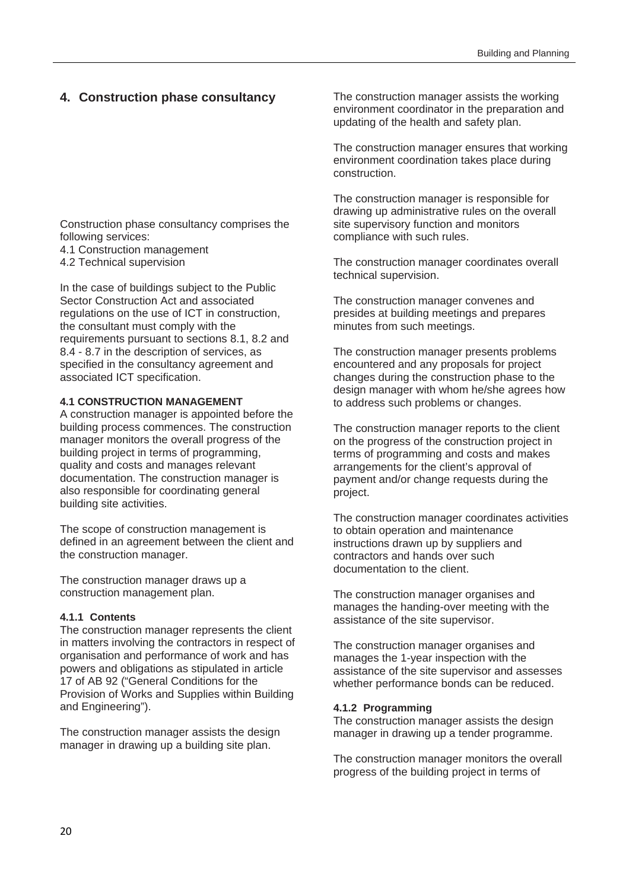## 4. Construction phase consultancy

Construction phase consultancy comprises the following services:
4.1 Construction management
4.2 Technical supervision

In the case of buildings subject to the Public Sector Construction Act and associated regulations on the use of ICT in construction, the consultant must comply with the requirements pursuant to sections 8.1, 8.2 and 8.4 - 8.7 in the description of services, as specified in the consultancy agreement and associated ICT specification.

### 4.1 CONSTRUCTION MANAGEMENT

A construction manager is appointed before the building process commences. The construction manager monitors the overall progress of the building project in terms of programming, quality and costs and manages relevant documentation. The construction manager is also responsible for coordinating general building site activities.

The scope of construction management is defined in an agreement between the client and the construction manager.

The construction manager draws up a construction management plan.

#### 4.1.1 Contents

The construction manager represents the client in matters involving the contractors in respect of organisation and performance of work and has powers and obligations as stipulated in article 17 of AB 92 ("General Conditions for the Provision of Works and Supplies within Building and Engineering").

The construction manager assists the design manager in drawing up a building site plan.

The construction manager assists the working environment coordinator in the preparation and updating of the health and safety plan.

The construction manager ensures that working environment coordination takes place during construction.

The construction manager is responsible for drawing up administrative rules on the overall site supervisory function and monitors compliance with such rules.

The construction manager coordinates overall technical supervision.

The construction manager convenes and presides at building meetings and prepares minutes from such meetings.

The construction manager presents problems encountered and any proposals for project changes during the construction phase to the design manager with whom he/she agrees how to address such problems or changes.

The construction manager reports to the client on the progress of the construction project in terms of programming and costs and makes arrangements for the client's approval of payment and/or change requests during the project.

The construction manager coordinates activities to obtain operation and maintenance instructions drawn up by suppliers and contractors and hands over such documentation to the client.

The construction manager organises and manages the handing-over meeting with the assistance of the site supervisor.

The construction manager organises and manages the 1-year inspection with the assistance of the site supervisor and assesses whether performance bonds can be reduced.

#### 4.1.2 Programming

The construction manager assists the design manager in drawing up a tender programme.

The construction manager monitors the overall progress of the building project in terms of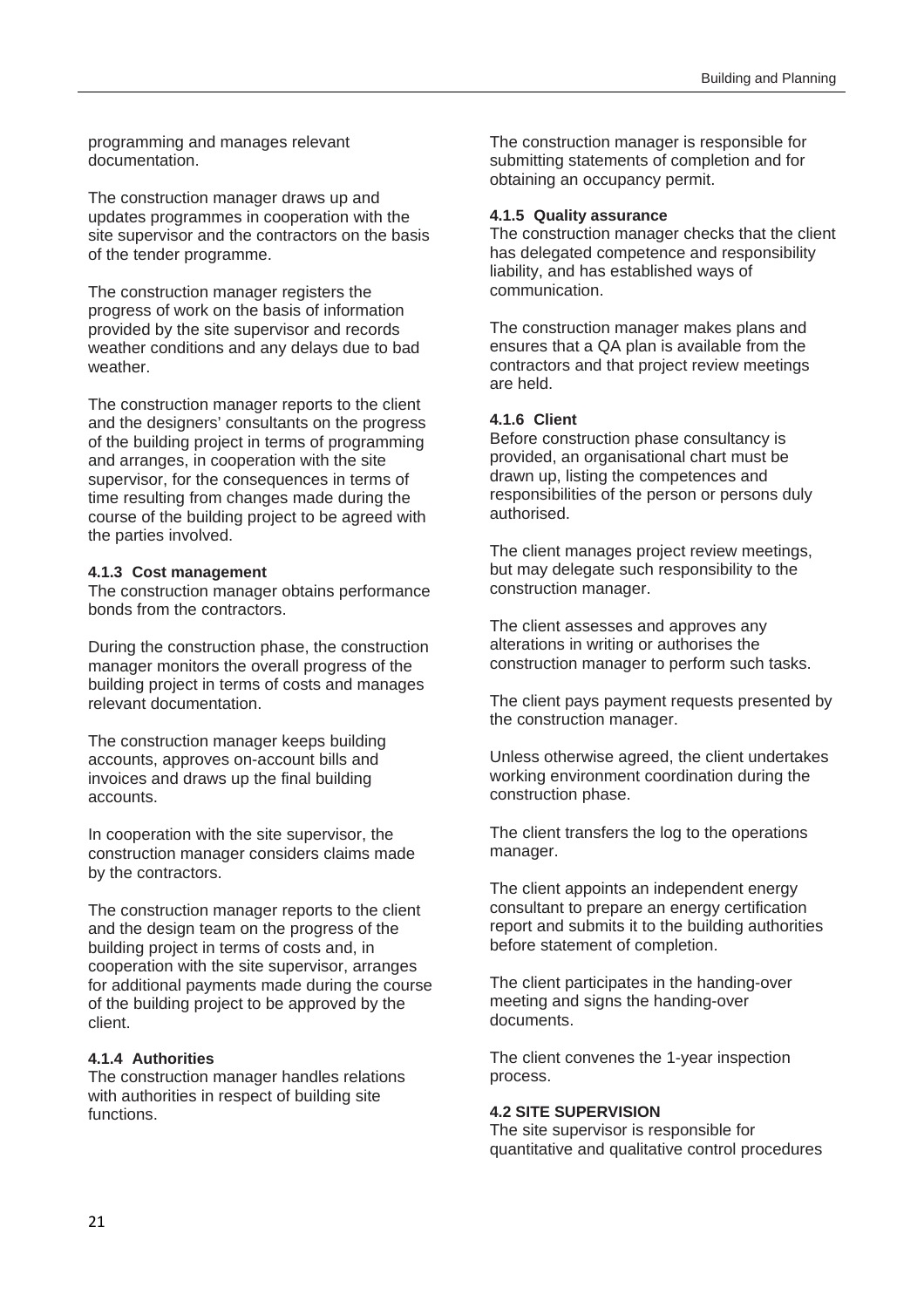programming and manages relevant documentation.

The construction manager draws up and updates programmes in cooperation with the site supervisor and the contractors on the basis of the tender programme.

The construction manager registers the progress of work on the basis of information provided by the site supervisor and records weather conditions and any delays due to bad weather.

The construction manager reports to the client and the designers' consultants on the progress of the building project in terms of programming and arranges, in cooperation with the site supervisor, for the consequences in terms of time resulting from changes made during the course of the building project to be agreed with the parties involved.

#### 4.1.3 Cost management

The construction manager obtains performance bonds from the contractors.

During the construction phase, the construction manager monitors the overall progress of the building project in terms of costs and manages relevant documentation.

The construction manager keeps building accounts, approves on-account bills and invoices and draws up the final building accounts.

In cooperation with the site supervisor, the construction manager considers claims made by the contractors.

The construction manager reports to the client and the design team on the progress of the building project in terms of costs and, in cooperation with the site supervisor, arranges for additional payments made during the course of the building project to be approved by the client.

#### 4.1.4 Authorities

The construction manager handles relations with authorities in respect of building site functions.

The construction manager is responsible for submitting statements of completion and for obtaining an occupancy permit.

#### 4.1.5 Quality assurance

The construction manager checks that the client has delegated competence and responsibility liability, and has established ways of communication.

The construction manager makes plans and ensures that a QA plan is available from the contractors and that project review meetings are held.

#### 4.1.6 Client

Before construction phase consultancy is provided, an organisational chart must be drawn up, listing the competences and responsibilities of the person or persons duly authorised.

The client manages project review meetings, but may delegate such responsibility to the construction manager.

The client assesses and approves any alterations in writing or authorises the construction manager to perform such tasks.

The client pays payment requests presented by the construction manager.

Unless otherwise agreed, the client undertakes working environment coordination during the construction phase.

The client transfers the log to the operations manager.

The client appoints an independent energy consultant to prepare an energy certification report and submits it to the building authorities before statement of completion.

The client participates in the handing-over meeting and signs the handing-over documents.

The client convenes the 1-year inspection process.

### 4.2 SITE SUPERVISION

The site supervisor is responsible for quantitative and qualitative control procedures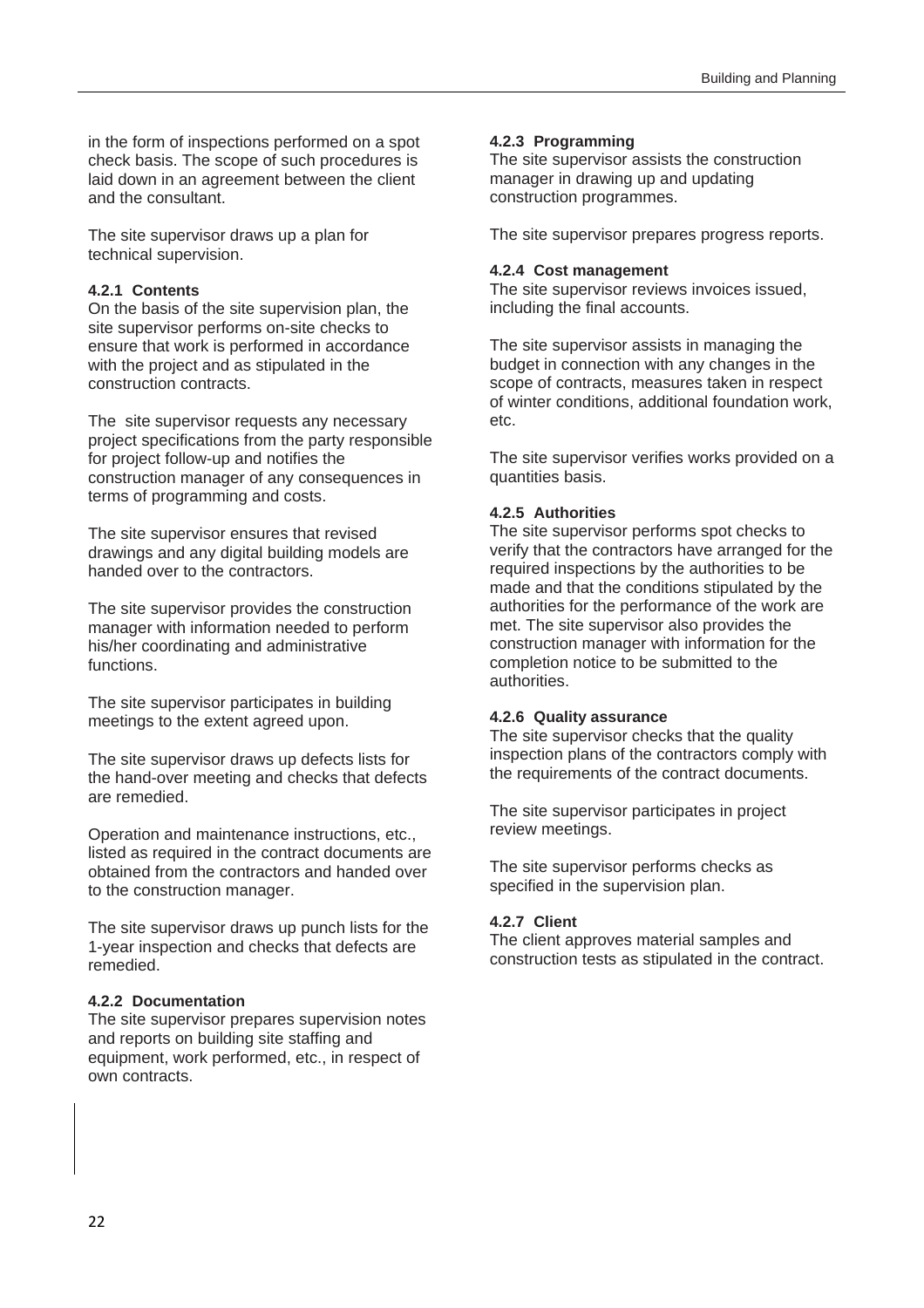in the form of inspections performed on a spot check basis. The scope of such procedures is laid down in an agreement between the client and the consultant.

The site supervisor draws up a plan for technical supervision.

#### 4.2.1 Contents

On the basis of the site supervision plan, the site supervisor performs on-site checks to ensure that work is performed in accordance with the project and as stipulated in the construction contracts.

The site supervisor requests any necessary project specifications from the party responsible for project follow-up and notifies the construction manager of any consequences in terms of programming and costs.

The site supervisor ensures that revised drawings and any digital building models are handed over to the contractors.

The site supervisor provides the construction manager with information needed to perform his/her coordinating and administrative functions.

The site supervisor participates in building meetings to the extent agreed upon.

The site supervisor draws up defects lists for the hand-over meeting and checks that defects are remedied.

Operation and maintenance instructions, etc., listed as required in the contract documents are obtained from the contractors and handed over to the construction manager.

The site supervisor draws up punch lists for the 1-year inspection and checks that defects are remedied.

#### 4.2.2 Documentation

The site supervisor prepares supervision notes and reports on building site staffing and equipment, work performed, etc., in respect of own contracts.

#### 4.2.3 Programming

The site supervisor assists the construction manager in drawing up and updating construction programmes.

The site supervisor prepares progress reports.

#### 4.2.4 Cost management

The site supervisor reviews invoices issued, including the final accounts.

The site supervisor assists in managing the budget in connection with any changes in the scope of contracts, measures taken in respect of winter conditions, additional foundation work, etc.

The site supervisor verifies works provided on a quantities basis.

#### 4.2.5 Authorities

The site supervisor performs spot checks to verify that the contractors have arranged for the required inspections by the authorities to be made and that the conditions stipulated by the authorities for the performance of the work are met. The site supervisor also provides the construction manager with information for the completion notice to be submitted to the authorities.

#### 4.2.6 Quality assurance

The site supervisor checks that the quality inspection plans of the contractors comply with the requirements of the contract documents.

The site supervisor participates in project review meetings.

The site supervisor performs checks as specified in the supervision plan.

#### 4.2.7 Client

The client approves material samples and construction tests as stipulated in the contract.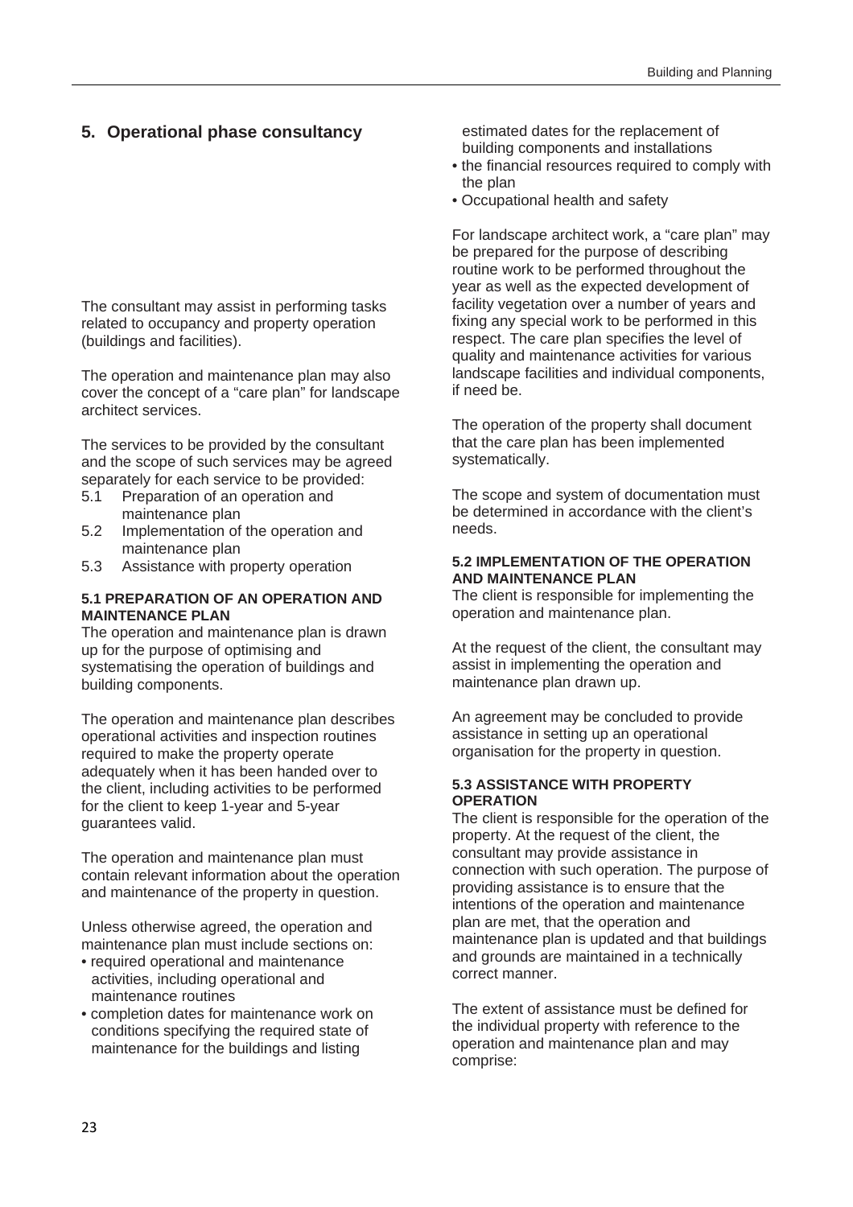## 5. Operational phase consultancy

The consultant may assist in performing tasks related to occupancy and property operation (buildings and facilities).

The operation and maintenance plan may also cover the concept of a "care plan" for landscape architect services.

The services to be provided by the consultant and the scope of such services may be agreed separately for each service to be provided:

- 5.1 Preparation of an operation and maintenance plan
- 5.2 Implementation of the operation and maintenance plan
- 5.3 Assistance with property operation

#### 5.1 PREPARATION OF AN OPERATION AND MAINTENANCE PLAN

The operation and maintenance plan is drawn up for the purpose of optimising and systematising the operation of buildings and building components.

The operation and maintenance plan describes operational activities and inspection routines required to make the property operate adequately when it has been handed over to the client, including activities to be performed for the client to keep 1-year and 5-year guarantees valid.

The operation and maintenance plan must contain relevant information about the operation and maintenance of the property in question.

Unless otherwise agreed, the operation and maintenance plan must include sections on:

- required operational and maintenance activities, including operational and maintenance routines
- completion dates for maintenance work on conditions specifying the required state of maintenance for the buildings and listing estimated dates for the replacement of building components and installations
- the financial resources required to comply with the plan
- Occupational health and safety

For landscape architect work, a "care plan" may be prepared for the purpose of describing routine work to be performed throughout the year as well as the expected development of facility vegetation over a number of years and fixing any special work to be performed in this respect. The care plan specifies the level of quality and maintenance activities for various landscape facilities and individual components, if need be.

The operation of the property shall document that the care plan has been implemented systematically.

The scope and system of documentation must be determined in accordance with the client's needs.

#### 5.2 IMPLEMENTATION OF THE OPERATION AND MAINTENANCE PLAN

The client is responsible for implementing the operation and maintenance plan.

At the request of the client, the consultant may assist in implementing the operation and maintenance plan drawn up.

An agreement may be concluded to provide assistance in setting up an operational organisation for the property in question.

#### 5.3 ASSISTANCE WITH PROPERTY OPERATION

The client is responsible for the operation of the property. At the request of the client, the consultant may provide assistance in connection with such operation. The purpose of providing assistance is to ensure that the intentions of the operation and maintenance plan are met, that the operation and maintenance plan is updated and that buildings and grounds are maintained in a technically correct manner.

The extent of assistance must be defined for the individual property with reference to the operation and maintenance plan and may comprise: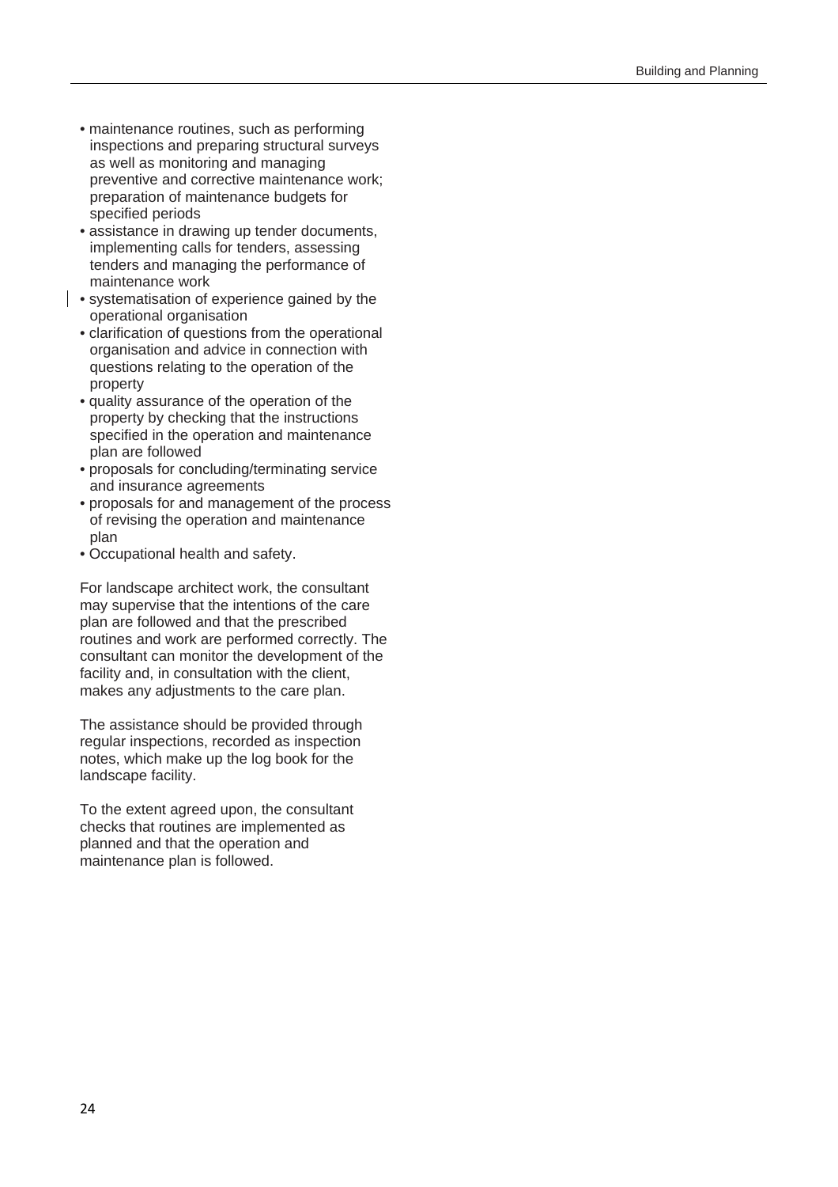- maintenance routines, such as performing inspections and preparing structural surveys as well as monitoring and managing preventive and corrective maintenance work; preparation of maintenance budgets for specified periods
- assistance in drawing up tender documents, implementing calls for tenders, assessing tenders and managing the performance of maintenance work
- systematisation of experience gained by the operational organisation
- clarification of questions from the operational organisation and advice in connection with questions relating to the operation of the property
- quality assurance of the operation of the property by checking that the instructions specified in the operation and maintenance plan are followed
- proposals for concluding/terminating service and insurance agreements
- proposals for and management of the process of revising the operation and maintenance plan
- Occupational health and safety.

For landscape architect work, the consultant may supervise that the intentions of the care plan are followed and that the prescribed routines and work are performed correctly. The consultant can monitor the development of the facility and, in consultation with the client, makes any adjustments to the care plan.

The assistance should be provided through regular inspections, recorded as inspection notes, which make up the log book for the landscape facility.

To the extent agreed upon, the consultant checks that routines are implemented as planned and that the operation and maintenance plan is followed.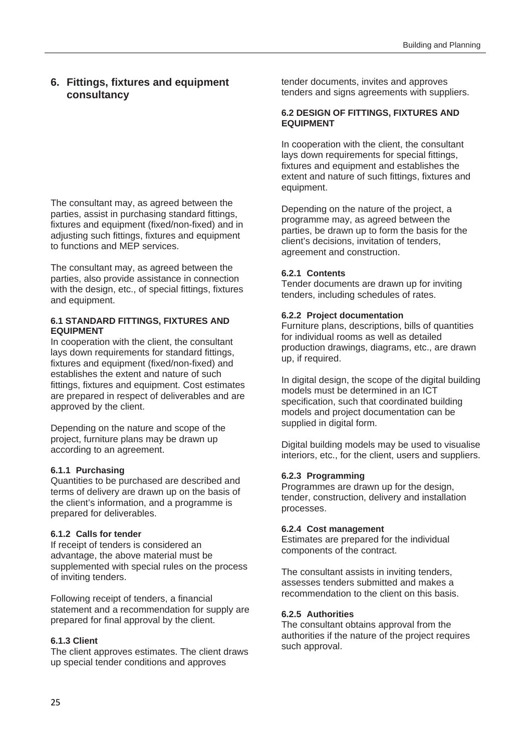## 6. Fittings, fixtures and equipment consultancy

The consultant may, as agreed between the parties, assist in purchasing standard fittings, fixtures and equipment (fixed/non-fixed) and in adjusting such fittings, fixtures and equipment to functions and MEP services.

The consultant may, as agreed between the parties, also provide assistance in connection with the design, etc., of special fittings, fixtures and equipment.

### 6.1 STANDARD FITTINGS, FIXTURES AND EQUIPMENT

In cooperation with the client, the consultant lays down requirements for standard fittings, fixtures and equipment (fixed/non-fixed) and establishes the extent and nature of such fittings, fixtures and equipment. Cost estimates are prepared in respect of deliverables and are approved by the client.

Depending on the nature and scope of the project, furniture plans may be drawn up according to an agreement.

#### 6.1.1 Purchasing

Quantities to be purchased are described and terms of delivery are drawn up on the basis of the client's information, and a programme is prepared for deliverables.

#### 6.1.2 Calls for tender

If receipt of tenders is considered an advantage, the above material must be supplemented with special rules on the process of inviting tenders.

Following receipt of tenders, a financial statement and a recommendation for supply are prepared for final approval by the client.

#### 6.1.3 Client

The client approves estimates. The client draws up special tender conditions and approves tender documents, invites and approves tenders and signs agreements with suppliers.

### 6.2 DESIGN OF FITTINGS, FIXTURES AND EQUIPMENT

In cooperation with the client, the consultant lays down requirements for special fittings, fixtures and equipment and establishes the extent and nature of such fittings, fixtures and equipment.

Depending on the nature of the project, a programme may, as agreed between the parties, be drawn up to form the basis for the client's decisions, invitation of tenders, agreement and construction.

#### 6.2.1 Contents

Tender documents are drawn up for inviting tenders, including schedules of rates.

#### 6.2.2 Project documentation

Furniture plans, descriptions, bills of quantities for individual rooms as well as detailed production drawings, diagrams, etc., are drawn up, if required.

In digital design, the scope of the digital building models must be determined in an ICT specification, such that coordinated building models and project documentation can be supplied in digital form.

Digital building models may be used to visualise interiors, etc., for the client, users and suppliers.

#### 6.2.3 Programming

Programmes are drawn up for the design, tender, construction, delivery and installation processes.

#### 6.2.4 Cost management

Estimates are prepared for the individual components of the contract.

The consultant assists in inviting tenders, assesses tenders submitted and makes a recommendation to the client on this basis.

#### 6.2.5 Authorities

The consultant obtains approval from the authorities if the nature of the project requires such approval.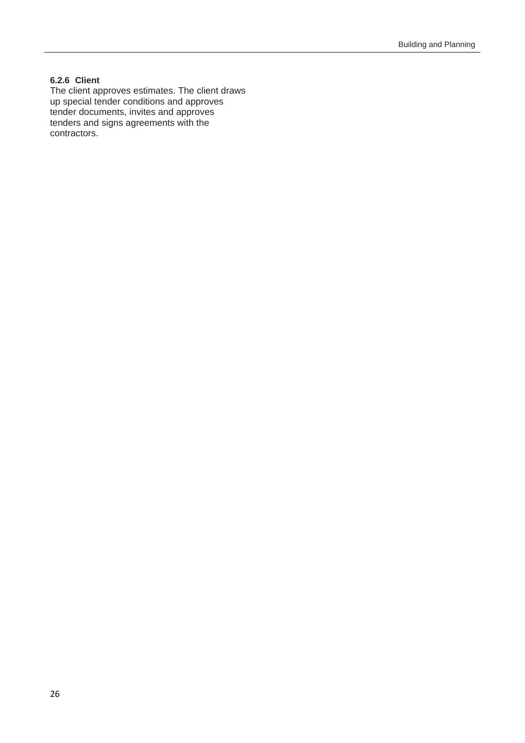#### 6.2.6 Client

The client approves estimates. The client draws up special tender conditions and approves tender documents, invites and approves tenders and signs agreements with the contractors.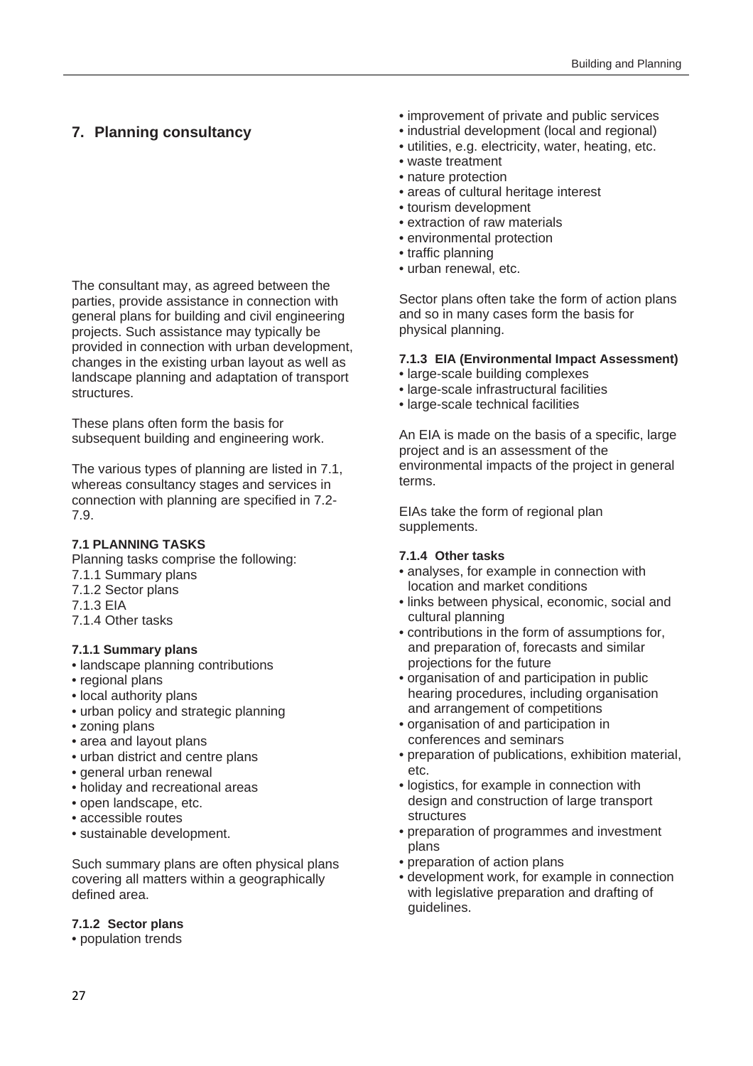## 7. Planning consultancy

The consultant may, as agreed between the parties, provide assistance in connection with general plans for building and civil engineering projects. Such assistance may typically be provided in connection with urban development, changes in the existing urban layout as well as landscape planning and adaptation of transport structures.

These plans often form the basis for subsequent building and engineering work.

The various types of planning are listed in 7.1, whereas consultancy stages and services in connection with planning are specified in 7.2-7.9.

#### 7.1 PLANNING TASKS

Planning tasks comprise the following:
7.1.1 Summary plans
7.1.2 Sector plans
7.1.3 EIA
7.1.4 Other tasks

#### 7.1.1 Summary plans

- landscape planning contributions
- regional plans
- local authority plans
- urban policy and strategic planning
- zoning plans
- area and layout plans
- urban district and centre plans
- general urban renewal
- holiday and recreational areas
- open landscape, etc.
- accessible routes
- sustainable development.

Such summary plans are often physical plans covering all matters within a geographically defined area.

#### 7.1.2 Sector plans

- population trends
- improvement of private and public services
- industrial development (local and regional)
- utilities, e.g. electricity, water, heating, etc.
- waste treatment
- nature protection
- areas of cultural heritage interest
- tourism development
- extraction of raw materials
- environmental protection
- traffic planning
- urban renewal, etc.

Sector plans often take the form of action plans and so in many cases form the basis for physical planning.

#### 7.1.3 EIA (Environmental Impact Assessment)

- large-scale building complexes
- large-scale infrastructural facilities
- large-scale technical facilities

An EIA is made on the basis of a specific, large project and is an assessment of the environmental impacts of the project in general terms.

EIAs take the form of regional plan supplements.

#### 7.1.4 Other tasks

- analyses, for example in connection with location and market conditions
- links between physical, economic, social and cultural planning
- contributions in the form of assumptions for, and preparation of, forecasts and similar projections for the future
- organisation of and participation in public hearing procedures, including organisation and arrangement of competitions
- organisation of and participation in conferences and seminars
- preparation of publications, exhibition material, etc.
- logistics, for example in connection with design and construction of large transport structures
- preparation of programmes and investment plans
- preparation of action plans
- development work, for example in connection with legislative preparation and drafting of guidelines.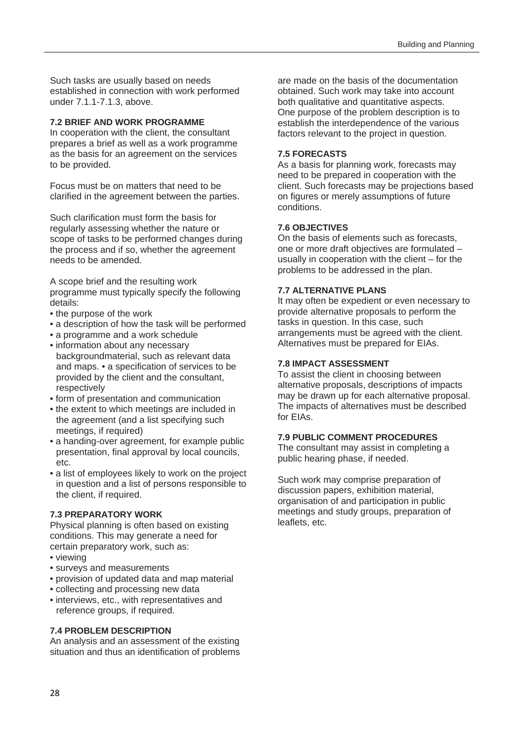Such tasks are usually based on needs established in connection with work performed under 7.1.1-7.1.3, above.

### 7.2 BRIEF AND WORK PROGRAMME

In cooperation with the client, the consultant prepares a brief as well as a work programme as the basis for an agreement on the services to be provided.

Focus must be on matters that need to be clarified in the agreement between the parties.

Such clarification must form the basis for regularly assessing whether the nature or scope of tasks to be performed changes during the process and if so, whether the agreement needs to be amended.

A scope brief and the resulting work programme must typically specify the following details:

- the purpose of the work
- a description of how the task will be performed
- a programme and a work schedule
- information about any necessary backgroundmaterial, such as relevant data and maps. • a specification of services to be provided by the client and the consultant, respectively
- form of presentation and communication
- the extent to which meetings are included in the agreement (and a list specifying such meetings, if required)
- a handing-over agreement, for example public presentation, final approval by local councils, etc.
- a list of employees likely to work on the project in question and a list of persons responsible to the client, if required.

### 7.3 PREPARATORY WORK

Physical planning is often based on existing conditions. This may generate a need for certain preparatory work, such as:

- viewing
- surveys and measurements
- provision of updated data and map material
- collecting and processing new data
- interviews, etc., with representatives and reference groups, if required.

### 7.4 PROBLEM DESCRIPTION

An analysis and an assessment of the existing situation and thus an identification of problems are made on the basis of the documentation obtained. Such work may take into account both qualitative and quantitative aspects. One purpose of the problem description is to establish the interdependence of the various factors relevant to the project in question.

### 7.5 FORECASTS

As a basis for planning work, forecasts may need to be prepared in cooperation with the client. Such forecasts may be projections based on figures or merely assumptions of future conditions.

### 7.6 OBJECTIVES

On the basis of elements such as forecasts, one or more draft objectives are formulated – usually in cooperation with the client – for the problems to be addressed in the plan.

### 7.7 ALTERNATIVE PLANS

It may often be expedient or even necessary to provide alternative proposals to perform the tasks in question. In this case, such arrangements must be agreed with the client. Alternatives must be prepared for EIAs.

### 7.8 IMPACT ASSESSMENT

To assist the client in choosing between alternative proposals, descriptions of impacts may be drawn up for each alternative proposal. The impacts of alternatives must be described for EIAs.

### 7.9 PUBLIC COMMENT PROCEDURES

The consultant may assist in completing a public hearing phase, if needed.

Such work may comprise preparation of discussion papers, exhibition material, organisation of and participation in public meetings and study groups, preparation of leaflets, etc.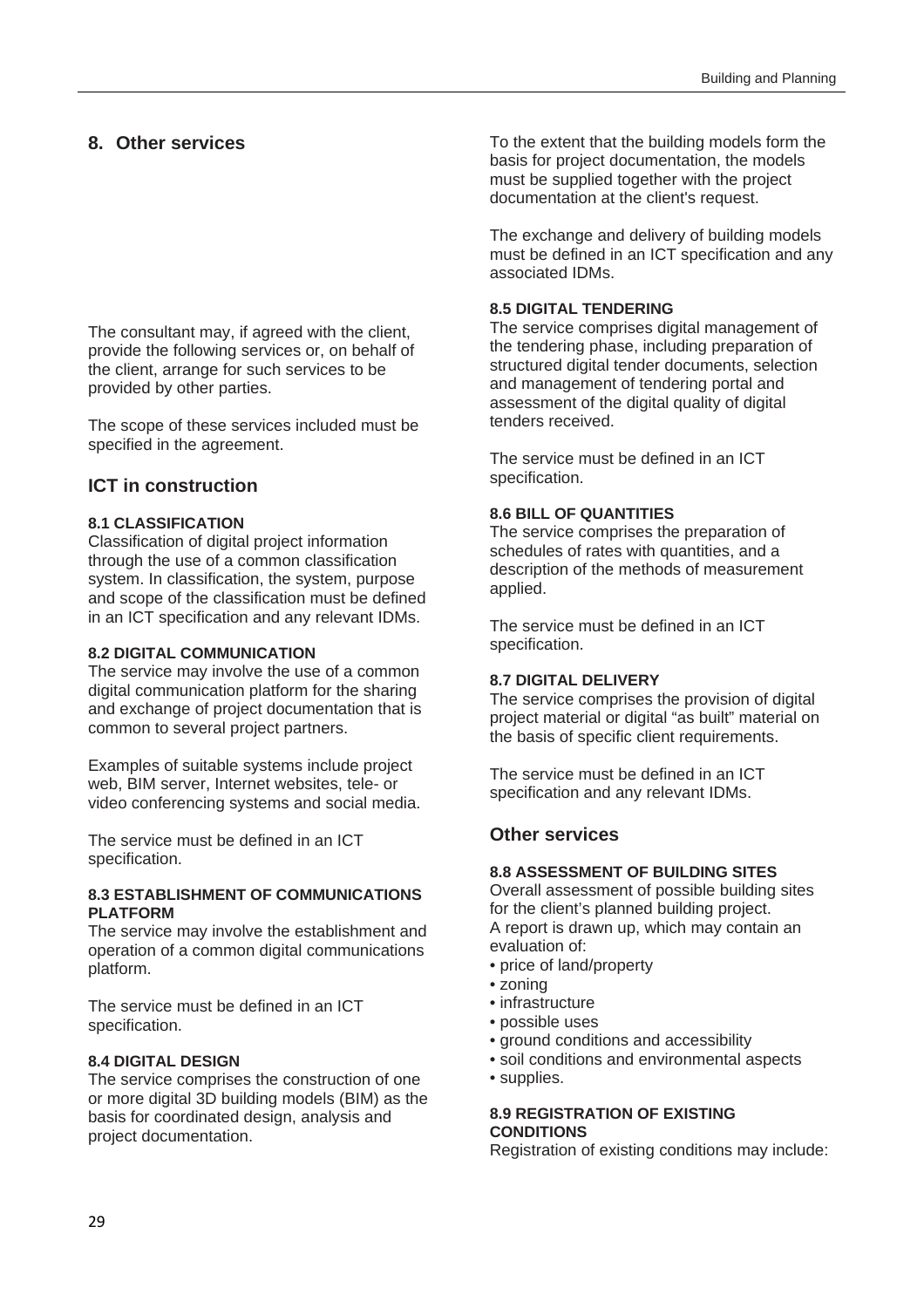## 8. Other services

The consultant may, if agreed with the client, provide the following services or, on behalf of the client, arrange for such services to be provided by other parties.

The scope of these services included must be specified in the agreement.

### ICT in construction

#### 8.1 CLASSIFICATION

Classification of digital project information through the use of a common classification system. In classification, the system, purpose and scope of the classification must be defined in an ICT specification and any relevant IDMs.

#### 8.2 DIGITAL COMMUNICATION

The service may involve the use of a common digital communication platform for the sharing and exchange of project documentation that is common to several project partners.

Examples of suitable systems include project web, BIM server, Internet websites, tele- or video conferencing systems and social media.

The service must be defined in an ICT specification.

#### 8.3 ESTABLISHMENT OF COMMUNICATIONS PLATFORM

The service may involve the establishment and operation of a common digital communications platform.

The service must be defined in an ICT specification.

#### 8.4 DIGITAL DESIGN

The service comprises the construction of one or more digital 3D building models (BIM) as the basis for coordinated design, analysis and project documentation.

To the extent that the building models form the basis for project documentation, the models must be supplied together with the project documentation at the client's request.

The exchange and delivery of building models must be defined in an ICT specification and any associated IDMs.

#### 8.5 DIGITAL TENDERING

The service comprises digital management of the tendering phase, including preparation of structured digital tender documents, selection and management of tendering portal and assessment of the digital quality of digital tenders received.

The service must be defined in an ICT specification.

#### 8.6 BILL OF QUANTITIES

The service comprises the preparation of schedules of rates with quantities, and a description of the methods of measurement applied.

The service must be defined in an ICT specification.

#### 8.7 DIGITAL DELIVERY

The service comprises the provision of digital project material or digital "as built" material on the basis of specific client requirements.

The service must be defined in an ICT specification and any relevant IDMs.

### Other services

#### 8.8 ASSESSMENT OF BUILDING SITES

Overall assessment of possible building sites for the client's planned building project.
A report is drawn up, which may contain an evaluation of:

- price of land/property
- zoning
- infrastructure
- possible uses
- ground conditions and accessibility
- soil conditions and environmental aspects
- supplies.

#### 8.9 REGISTRATION OF EXISTING CONDITIONS

Registration of existing conditions may include: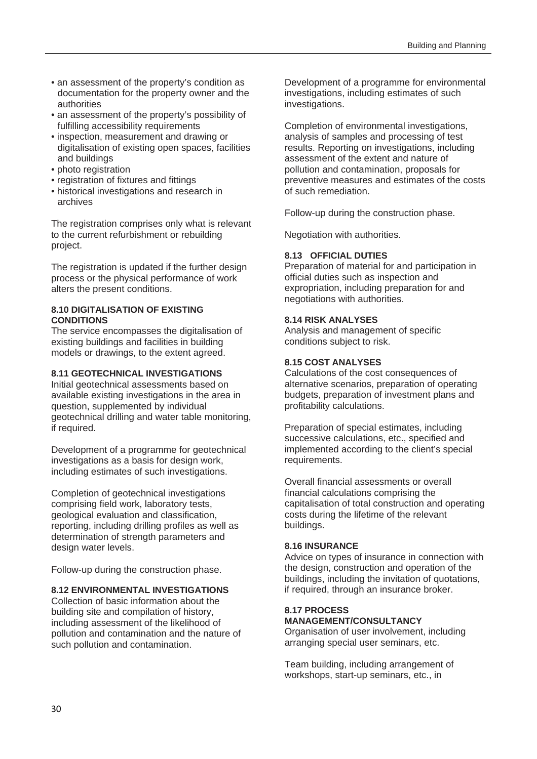- an assessment of the property's condition as documentation for the property owner and the authorities
- an assessment of the property's possibility of fulfilling accessibility requirements
- inspection, measurement and drawing or digitalisation of existing open spaces, facilities and buildings
- photo registration
- registration of fixtures and fittings
- historical investigations and research in archives

The registration comprises only what is relevant to the current refurbishment or rebuilding project.

The registration is updated if the further design process or the physical performance of work alters the present conditions.

#### 8.10 DIGITALISATION OF EXISTING CONDITIONS

The service encompasses the digitalisation of existing buildings and facilities in building models or drawings, to the extent agreed.

#### 8.11 GEOTECHNICAL INVESTIGATIONS

Initial geotechnical assessments based on available existing investigations in the area in question, supplemented by individual geotechnical drilling and water table monitoring, if required.

Development of a programme for geotechnical investigations as a basis for design work, including estimates of such investigations.

Completion of geotechnical investigations comprising field work, laboratory tests, geological evaluation and classification, reporting, including drilling profiles as well as determination of strength parameters and design water levels.

Follow-up during the construction phase.

#### 8.12 ENVIRONMENTAL INVESTIGATIONS

Collection of basic information about the building site and compilation of history, including assessment of the likelihood of pollution and contamination and the nature of such pollution and contamination.

Development of a programme for environmental investigations, including estimates of such investigations.

Completion of environmental investigations, analysis of samples and processing of test results. Reporting on investigations, including assessment of the extent and nature of pollution and contamination, proposals for preventive measures and estimates of the costs of such remediation.

Follow-up during the construction phase.

Negotiation with authorities.

#### 8.13 OFFICIAL DUTIES

Preparation of material for and participation in official duties such as inspection and expropriation, including preparation for and negotiations with authorities.

#### 8.14 RISK ANALYSES

Analysis and management of specific conditions subject to risk.

#### 8.15 COST ANALYSES

Calculations of the cost consequences of alternative scenarios, preparation of operating budgets, preparation of investment plans and profitability calculations.

Preparation of special estimates, including successive calculations, etc., specified and implemented according to the client's special requirements.

Overall financial assessments or overall financial calculations comprising the capitalisation of total construction and operating costs during the lifetime of the relevant buildings.

#### 8.16 INSURANCE

Advice on types of insurance in connection with the design, construction and operation of the buildings, including the invitation of quotations, if required, through an insurance broker.

#### 8.17 PROCESS MANAGEMENT/CONSULTANCY

Organisation of user involvement, including arranging special user seminars, etc.

Team building, including arrangement of workshops, start-up seminars, etc., in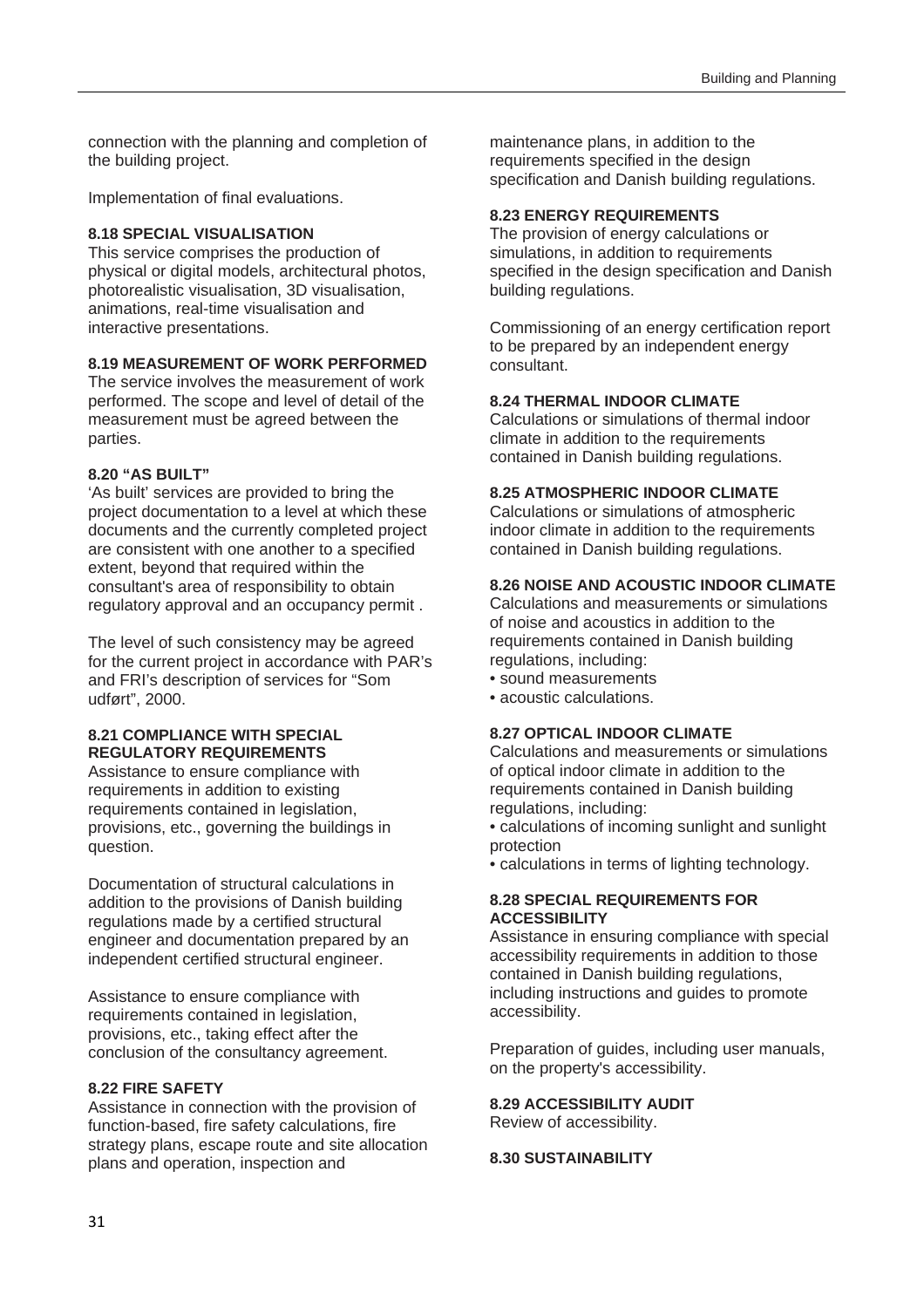connection with the planning and completion of the building project.

Implementation of final evaluations.

### 8.18 SPECIAL VISUALISATION

This service comprises the production of physical or digital models, architectural photos, photorealistic visualisation, 3D visualisation, animations, real-time visualisation and interactive presentations.

### 8.19 MEASUREMENT OF WORK PERFORMED

The service involves the measurement of work performed. The scope and level of detail of the measurement must be agreed between the parties.

### 8.20 "AS BUILT"

'As built' services are provided to bring the project documentation to a level at which these documents and the currently completed project are consistent with one another to a specified extent, beyond that required within the consultant's area of responsibility to obtain regulatory approval and an occupancy permit .

The level of such consistency may be agreed for the current project in accordance with PAR's and FRI's description of services for "Som udført", 2000.

### 8.21 COMPLIANCE WITH SPECIAL REGULATORY REQUIREMENTS

Assistance to ensure compliance with requirements in addition to existing requirements contained in legislation, provisions, etc., governing the buildings in question.

Documentation of structural calculations in addition to the provisions of Danish building regulations made by a certified structural engineer and documentation prepared by an independent certified structural engineer.

Assistance to ensure compliance with requirements contained in legislation, provisions, etc., taking effect after the conclusion of the consultancy agreement.

### 8.22 FIRE SAFETY

Assistance in connection with the provision of function-based, fire safety calculations, fire strategy plans, escape route and site allocation plans and operation, inspection and maintenance plans, in addition to the requirements specified in the design specification and Danish building regulations.

### 8.23 ENERGY REQUIREMENTS

The provision of energy calculations or simulations, in addition to requirements specified in the design specification and Danish building regulations.

Commissioning of an energy certification report to be prepared by an independent energy consultant.

### 8.24 THERMAL INDOOR CLIMATE

Calculations or simulations of thermal indoor climate in addition to the requirements contained in Danish building regulations.

### 8.25 ATMOSPHERIC INDOOR CLIMATE

Calculations or simulations of atmospheric indoor climate in addition to the requirements contained in Danish building regulations.

### 8.26 NOISE AND ACOUSTIC INDOOR CLIMATE

Calculations and measurements or simulations of noise and acoustics in addition to the requirements contained in Danish building regulations, including:

- sound measurements
- acoustic calculations.

### 8.27 OPTICAL INDOOR CLIMATE

Calculations and measurements or simulations of optical indoor climate in addition to the requirements contained in Danish building regulations, including:

- calculations of incoming sunlight and sunlight protection
- calculations in terms of lighting technology.

### 8.28 SPECIAL REQUIREMENTS FOR ACCESSIBILITY

Assistance in ensuring compliance with special accessibility requirements in addition to those contained in Danish building regulations, including instructions and guides to promote accessibility.

Preparation of guides, including user manuals, on the property's accessibility.

### 8.29 ACCESSIBILITY AUDIT

Review of accessibility.

### 8.30 SUSTAINABILITY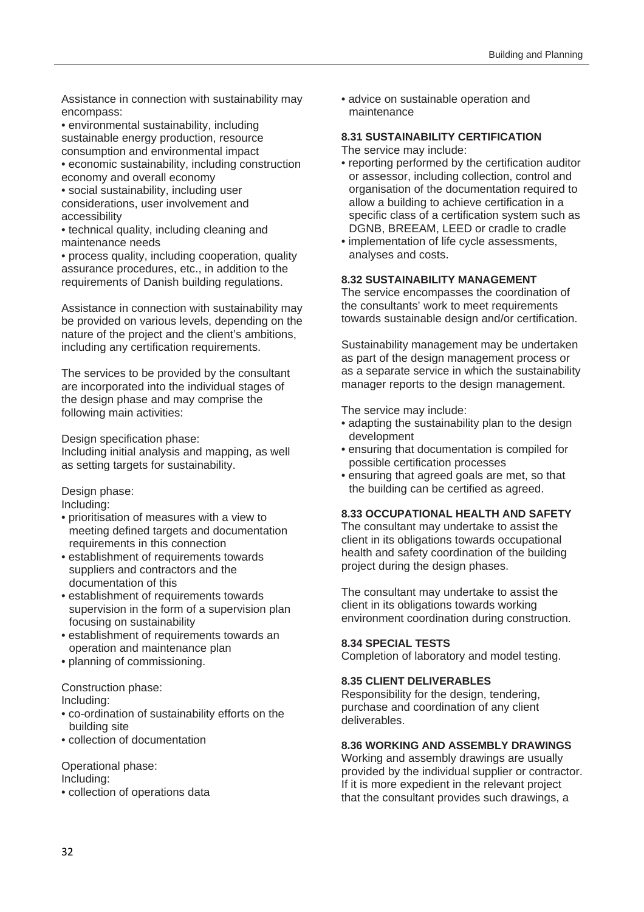Assistance in connection with sustainability may encompass:

- environmental sustainability, including sustainable energy production, resource consumption and environmental impact
- economic sustainability, including construction economy and overall economy
- social sustainability, including user considerations, user involvement and accessibility
- technical quality, including cleaning and maintenance needs
- process quality, including cooperation, quality assurance procedures, etc., in addition to the requirements of Danish building regulations.

Assistance in connection with sustainability may be provided on various levels, depending on the nature of the project and the client's ambitions, including any certification requirements.

The services to be provided by the consultant are incorporated into the individual stages of the design phase and may comprise the following main activities:

Design specification phase:
Including initial analysis and mapping, as well as setting targets for sustainability.

Design phase:
Including:

- prioritisation of measures with a view to meeting defined targets and documentation requirements in this connection
- establishment of requirements towards suppliers and contractors and the documentation of this
- establishment of requirements towards supervision in the form of a supervision plan focusing on sustainability
- establishment of requirements towards an operation and maintenance plan
- planning of commissioning.

Construction phase:
Including:

- co-ordination of sustainability efforts on the building site
- collection of documentation

Operational phase:
Including:

- collection of operations data
- advice on sustainable operation and maintenance

### 8.31 SUSTAINABILITY CERTIFICATION

The service may include:

- reporting performed by the certification auditor or assessor, including collection, control and organisation of the documentation required to allow a building to achieve certification in a specific class of a certification system such as DGNB, BREEAM, LEED or cradle to cradle
- implementation of life cycle assessments, analyses and costs.

### 8.32 SUSTAINABILITY MANAGEMENT

The service encompasses the coordination of the consultants' work to meet requirements towards sustainable design and/or certification.

Sustainability management may be undertaken as part of the design management process or as a separate service in which the sustainability manager reports to the design management.

The service may include:

- adapting the sustainability plan to the design development
- ensuring that documentation is compiled for possible certification processes
- ensuring that agreed goals are met, so that the building can be certified as agreed.

### 8.33 OCCUPATIONAL HEALTH AND SAFETY

The consultant may undertake to assist the client in its obligations towards occupational health and safety coordination of the building project during the design phases.

The consultant may undertake to assist the client in its obligations towards working environment coordination during construction.

### 8.34 SPECIAL TESTS

Completion of laboratory and model testing.

### 8.35 CLIENT DELIVERABLES

Responsibility for the design, tendering, purchase and coordination of any client deliverables.

### 8.36 WORKING AND ASSEMBLY DRAWINGS

Working and assembly drawings are usually provided by the individual supplier or contractor. If it is more expedient in the relevant project that the consultant provides such drawings, a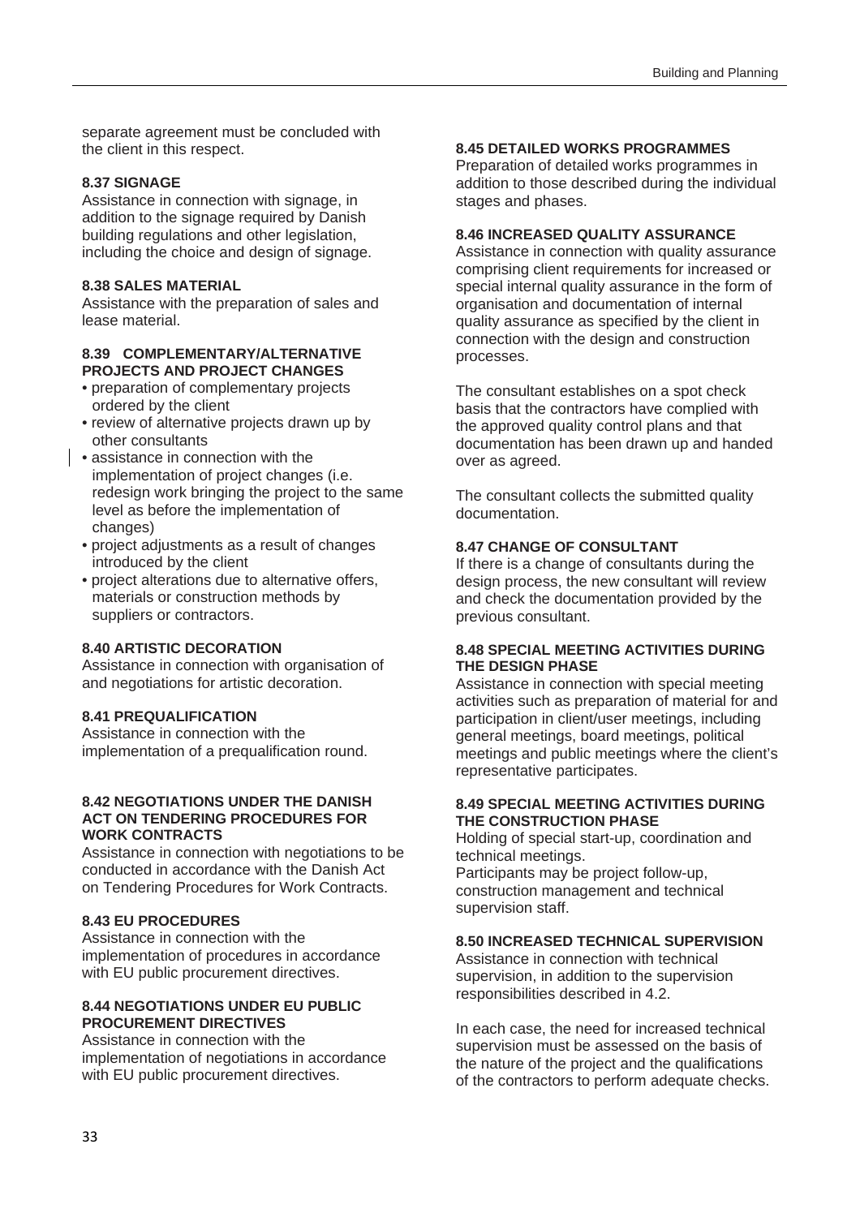separate agreement must be concluded with the client in this respect.

**8.37 SIGNAGE**

Assistance in connection with signage, in addition to the signage required by Danish building regulations and other legislation, including the choice and design of signage.

**8.38 SALES MATERIAL**

Assistance with the preparation of sales and lease material.

**8.39 COMPLEMENTARY/ALTERNATIVE PROJECTS AND PROJECT CHANGES**

- preparation of complementary projects ordered by the client
- review of alternative projects drawn up by other consultants
- assistance in connection with the implementation of project changes (i.e. redesign work bringing the project to the same level as before the implementation of changes)
- project adjustments as a result of changes introduced by the client
- project alterations due to alternative offers, materials or construction methods by suppliers or contractors.

**8.40 ARTISTIC DECORATION**

Assistance in connection with organisation of and negotiations for artistic decoration.

**8.41 PREQUALIFICATION**

Assistance in connection with the implementation of a prequalification round.

**8.42 NEGOTIATIONS UNDER THE DANISH ACT ON TENDERING PROCEDURES FOR WORK CONTRACTS**

Assistance in connection with negotiations to be conducted in accordance with the Danish Act on Tendering Procedures for Work Contracts.

**8.43 EU PROCEDURES**

Assistance in connection with the implementation of procedures in accordance with EU public procurement directives.

**8.44 NEGOTIATIONS UNDER EU PUBLIC PROCUREMENT DIRECTIVES**

Assistance in connection with the implementation of negotiations in accordance with EU public procurement directives.

**8.45 DETAILED WORKS PROGRAMMES**

Preparation of detailed works programmes in addition to those described during the individual stages and phases.

**8.46 INCREASED QUALITY ASSURANCE**

Assistance in connection with quality assurance comprising client requirements for increased or special internal quality assurance in the form of organisation and documentation of internal quality assurance as specified by the client in connection with the design and construction processes.

The consultant establishes on a spot check basis that the contractors have complied with the approved quality control plans and that documentation has been drawn up and handed over as agreed.

The consultant collects the submitted quality documentation.

**8.47 CHANGE OF CONSULTANT**

If there is a change of consultants during the design process, the new consultant will review and check the documentation provided by the previous consultant.

**8.48 SPECIAL MEETING ACTIVITIES DURING THE DESIGN PHASE**

Assistance in connection with special meeting activities such as preparation of material for and participation in client/user meetings, including general meetings, board meetings, political meetings and public meetings where the client's representative participates.

**8.49 SPECIAL MEETING ACTIVITIES DURING THE CONSTRUCTION PHASE**

Holding of special start-up, coordination and technical meetings.
Participants may be project follow-up, construction management and technical supervision staff.

**8.50 INCREASED TECHNICAL SUPERVISION**

Assistance in connection with technical supervision, in addition to the supervision responsibilities described in 4.2.

In each case, the need for increased technical supervision must be assessed on the basis of the nature of the project and the qualifications of the contractors to perform adequate checks.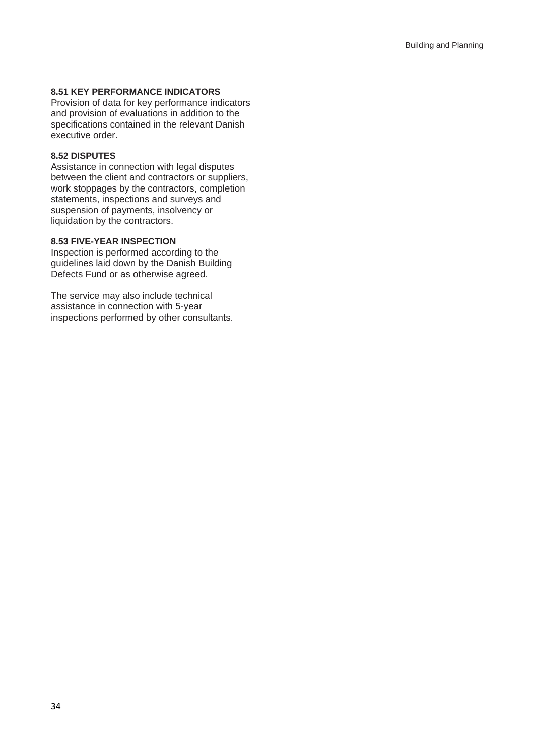### 8.51 KEY PERFORMANCE INDICATORS

Provision of data for key performance indicators and provision of evaluations in addition to the specifications contained in the relevant Danish executive order.

### 8.52 DISPUTES

Assistance in connection with legal disputes between the client and contractors or suppliers, work stoppages by the contractors, completion statements, inspections and surveys and suspension of payments, insolvency or liquidation by the contractors.

### 8.53 FIVE-YEAR INSPECTION

Inspection is performed according to the guidelines laid down by the Danish Building Defects Fund or as otherwise agreed.

The service may also include technical assistance in connection with 5-year inspections performed by other consultants.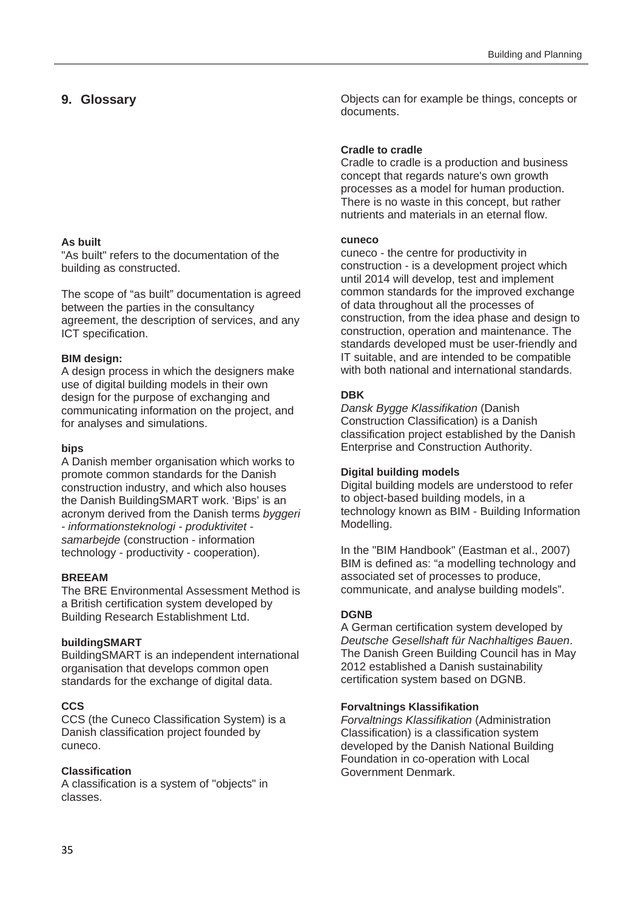## 9. Glossary

**As built**

"As built" refers to the documentation of the building as constructed.

The scope of "as built" documentation is agreed between the parties in the consultancy agreement, the description of services, and any ICT specification.

**BIM design:**

A design process in which the designers make use of digital building models in their own design for the purpose of exchanging and communicating information on the project, and for analyses and simulations.

**bips**

A Danish member organisation which works to promote common standards for the Danish construction industry, and which also houses the Danish BuildingSMART work. 'Bips' is an acronym derived from the Danish terms *byggeri - informationsteknologi - produktivitet - samarbejde* (construction - information technology - productivity - cooperation).

**BREEAM**

The BRE Environmental Assessment Method is a British certification system developed by Building Research Establishment Ltd.

**buildingSMART**

BuildingSMART is an independent international organisation that develops common open standards for the exchange of digital data.

**CCS**

CCS (the Cuneco Classification System) is a Danish classification project founded by cuneco.

**Classification**

A classification is a system of "objects" in classes.

Objects can for example be things, concepts or documents.

**Cradle to cradle**

Cradle to cradle is a production and business concept that regards nature's own growth processes as a model for human production. There is no waste in this concept, but rather nutrients and materials in an eternal flow.

**cuneco**

cuneco - the centre for productivity in construction - is a development project which until 2014 will develop, test and implement common standards for the improved exchange of data throughout all the processes of construction, from the idea phase and design to construction, operation and maintenance. The standards developed must be user-friendly and IT suitable, and are intended to be compatible with both national and international standards.

**DBK**

*Dansk Bygge Klassifikation* (Danish Construction Classification) is a Danish classification project established by the Danish Enterprise and Construction Authority.

**Digital building models**

Digital building models are understood to refer to object-based building models, in a technology known as BIM - Building Information Modelling.

In the "BIM Handbook" (Eastman et al., 2007) BIM is defined as: "a modelling technology and associated set of processes to produce, communicate, and analyse building models".

**DGNB**

A German certification system developed by *Deutsche Gesellshaft für Nachhaltiges Bauen*. The Danish Green Building Council has in May 2012 established a Danish sustainability certification system based on DGNB.

**Forvaltnings Klassifikation**

*Forvaltnings Klassifikation* (Administration Classification) is a classification system developed by the Danish National Building Foundation in co-operation with Local Government Denmark.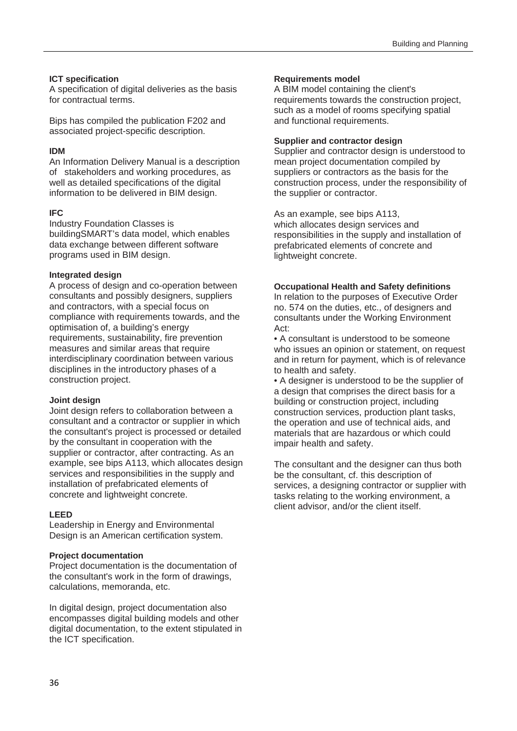**ICT specification**
A specification of digital deliveries as the basis for contractual terms.

Bips has compiled the publication F202 and associated project-specific description.

**IDM**
An Information Delivery Manual is a description of stakeholders and working procedures, as well as detailed specifications of the digital information to be delivered in BIM design.

**IFC**
Industry Foundation Classes is buildingSMART's data model, which enables data exchange between different software programs used in BIM design.

**Integrated design**
A process of design and co-operation between consultants and possibly designers, suppliers and contractors, with a special focus on compliance with requirements towards, and the optimisation of, a building's energy requirements, sustainability, fire prevention measures and similar areas that require interdisciplinary coordination between various disciplines in the introductory phases of a construction project.

**Joint design**
Joint design refers to collaboration between a consultant and a contractor or supplier in which the consultant's project is processed or detailed by the consultant in cooperation with the supplier or contractor, after contracting. As an example, see bips A113, which allocates design services and responsibilities in the supply and installation of prefabricated elements of concrete and lightweight concrete.

**LEED**
Leadership in Energy and Environmental Design is an American certification system.

**Project documentation**
Project documentation is the documentation of the consultant's work in the form of drawings, calculations, memoranda, etc.

In digital design, project documentation also encompasses digital building models and other digital documentation, to the extent stipulated in the ICT specification.

**Requirements model**
A BIM model containing the client's requirements towards the construction project, such as a model of rooms specifying spatial and functional requirements.

**Supplier and contractor design**
Supplier and contractor design is understood to mean project documentation compiled by suppliers or contractors as the basis for the construction process, under the responsibility of the supplier or contractor.

As an example, see bips A113, which allocates design services and responsibilities in the supply and installation of prefabricated elements of concrete and lightweight concrete.

**Occupational Health and Safety definitions**
In relation to the purposes of Executive Order no. 574 on the duties, etc., of designers and consultants under the Working Environment Act:

- A consultant is understood to be someone who issues an opinion or statement, on request and in return for payment, which is of relevance to health and safety.
- A designer is understood to be the supplier of a design that comprises the direct basis for a building or construction project, including construction services, production plant tasks, the operation and use of technical aids, and materials that are hazardous or which could impair health and safety.

The consultant and the designer can thus both be the consultant, cf. this description of services, a designing contractor or supplier with tasks relating to the working environment, a client advisor, and/or the client itself.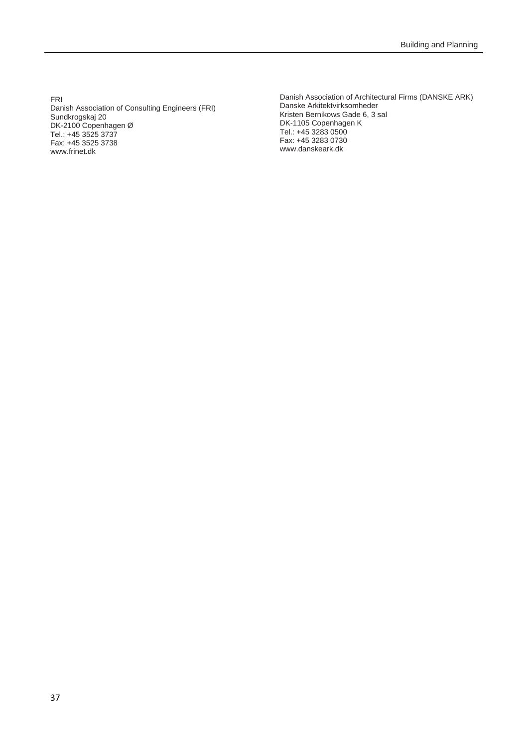FRI
Danish Association of Consulting Engineers (FRI)
Sundkrogskaj 20
DK-2100 Copenhagen Ø
Tel.: +45 3525 3737
Fax: +45 3525 3738
www.frinet.dk

Danish Association of Architectural Firms (DANSKE ARK)
Danske Arkitektvirksomheder
Kristen Bernikows Gade 6, 3 sal
DK-1105 Copenhagen K
Tel.: +45 3283 0500
Fax: +45 3283 0730
www.danskeark.dk